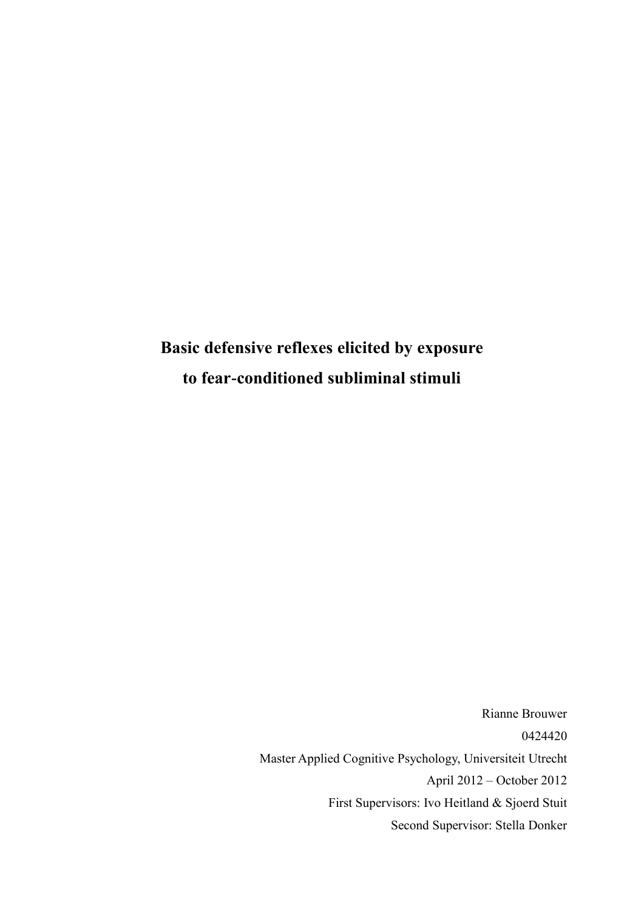# Basic defensive reflexes elicited by exposure to fear-conditioned subliminal stimuli

Rianne Brouwer

0424420

Master Applied Cognitive Psychology, Universiteit Utrecht

April 2012 – October 2012

First Supervisors: Ivo Heitland & Sjoerd Stuit

Second Supervisor: Stella Donker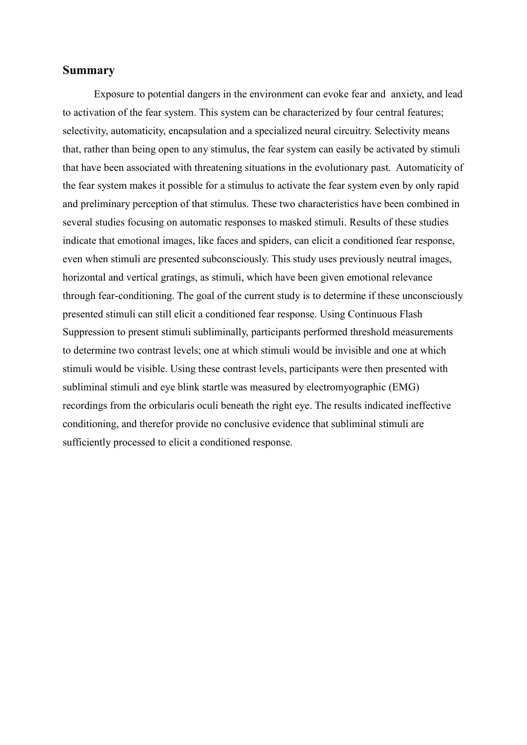## Summary

Exposure to potential dangers in the environment can evoke fear and anxiety, and lead to activation of the fear system. This system can be characterized by four central features; selectivity, automaticity, encapsulation and a specialized neural circuitry. Selectivity means that, rather than being open to any stimulus, the fear system can easily be activated by stimuli that have been associated with threatening situations in the evolutionary past. Automaticity of the fear system makes it possible for a stimulus to activate the fear system even by only rapid and preliminary perception of that stimulus. These two characteristics have been combined in several studies focusing on automatic responses to masked stimuli. Results of these studies indicate that emotional images, like faces and spiders, can elicit a conditioned fear response, even when stimuli are presented subconsciously. This study uses previously neutral images, horizontal and vertical gratings, as stimuli, which have been given emotional relevance through fear-conditioning. The goal of the current study is to determine if these unconsciously presented stimuli can still elicit a conditioned fear response. Using Continuous Flash Suppression to present stimuli subliminally, participants performed threshold measurements to determine two contrast levels; one at which stimuli would be invisible and one at which stimuli would be visible. Using these contrast levels, participants were then presented with subliminal stimuli and eye blink startle was measured by electromyographic (EMG) recordings from the orbicularis oculi beneath the right eye. The results indicated ineffective conditioning, and therefor provide no conclusive evidence that subliminal stimuli are sufficiently processed to elicit a conditioned response.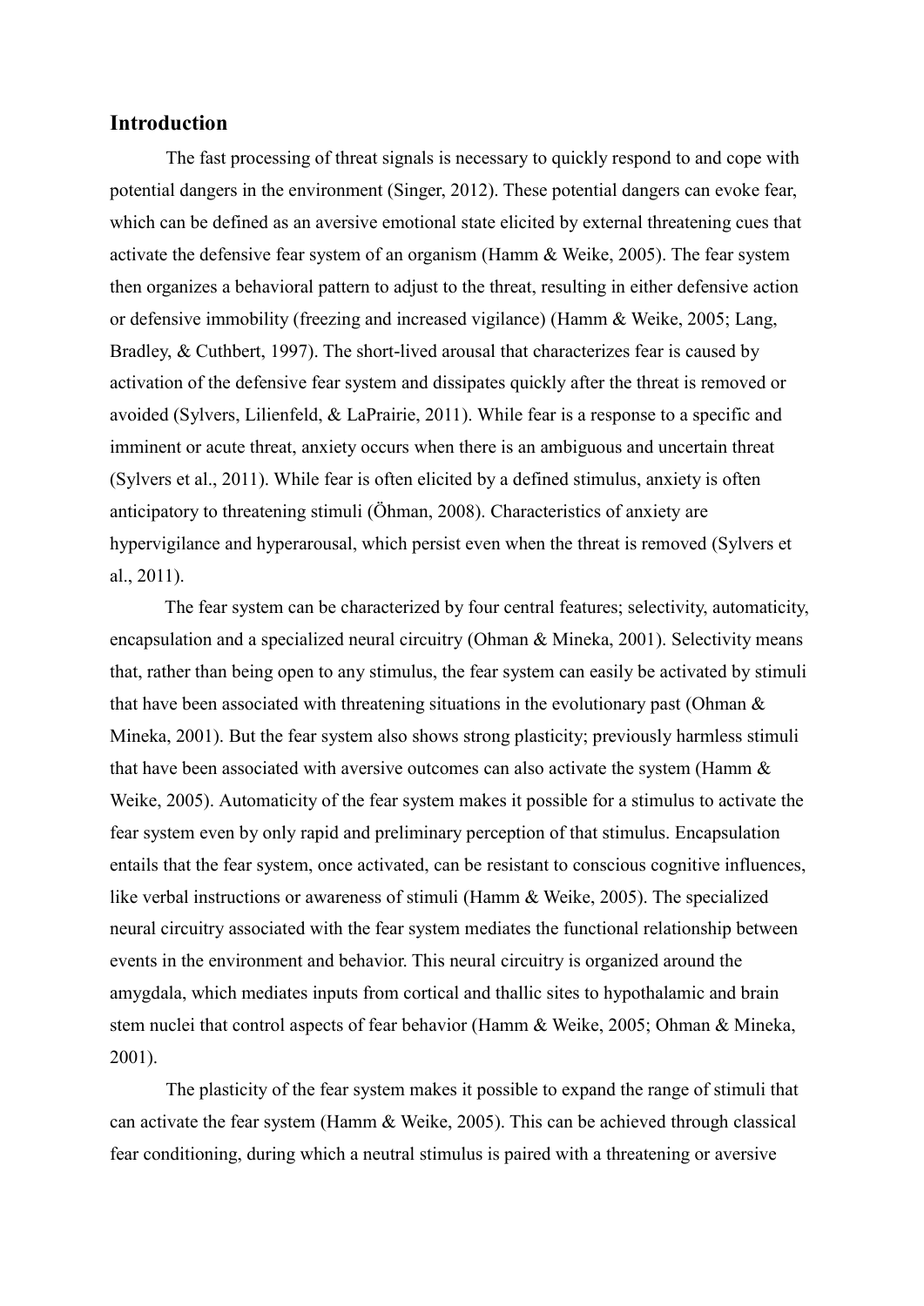## Introduction

The fast processing of threat signals is necessary to quickly respond to and cope with potential dangers in the environment (Singer, 2012). These potential dangers can evoke fear, which can be defined as an aversive emotional state elicited by external threatening cues that activate the defensive fear system of an organism (Hamm & Weike, 2005). The fear system then organizes a behavioral pattern to adjust to the threat, resulting in either defensive action or defensive immobility (freezing and increased vigilance) (Hamm & Weike, 2005; Lang, Bradley, & Cuthbert, 1997). The short-lived arousal that characterizes fear is caused by activation of the defensive fear system and dissipates quickly after the threat is removed or avoided (Sylvers, Lilienfeld, & LaPrairie, 2011). While fear is a response to a specific and imminent or acute threat, anxiety occurs when there is an ambiguous and uncertain threat (Sylvers et al., 2011). While fear is often elicited by a defined stimulus, anxiety is often anticipatory to threatening stimuli (Öhman, 2008). Characteristics of anxiety are hypervigilance and hyperarousal, which persist even when the threat is removed (Sylvers et al., 2011).

The fear system can be characterized by four central features; selectivity, automaticity, encapsulation and a specialized neural circuitry (Ohman & Mineka, 2001). Selectivity means that, rather than being open to any stimulus, the fear system can easily be activated by stimuli that have been associated with threatening situations in the evolutionary past (Ohman & Mineka, 2001). But the fear system also shows strong plasticity; previously harmless stimuli that have been associated with aversive outcomes can also activate the system (Hamm & Weike, 2005). Automaticity of the fear system makes it possible for a stimulus to activate the fear system even by only rapid and preliminary perception of that stimulus. Encapsulation entails that the fear system, once activated, can be resistant to conscious cognitive influences, like verbal instructions or awareness of stimuli (Hamm & Weike, 2005). The specialized neural circuitry associated with the fear system mediates the functional relationship between events in the environment and behavior. This neural circuitry is organized around the amygdala, which mediates inputs from cortical and thallic sites to hypothalamic and brain stem nuclei that control aspects of fear behavior (Hamm & Weike, 2005; Ohman & Mineka, 2001).

The plasticity of the fear system makes it possible to expand the range of stimuli that can activate the fear system (Hamm & Weike, 2005). This can be achieved through classical fear conditioning, during which a neutral stimulus is paired with a threatening or aversive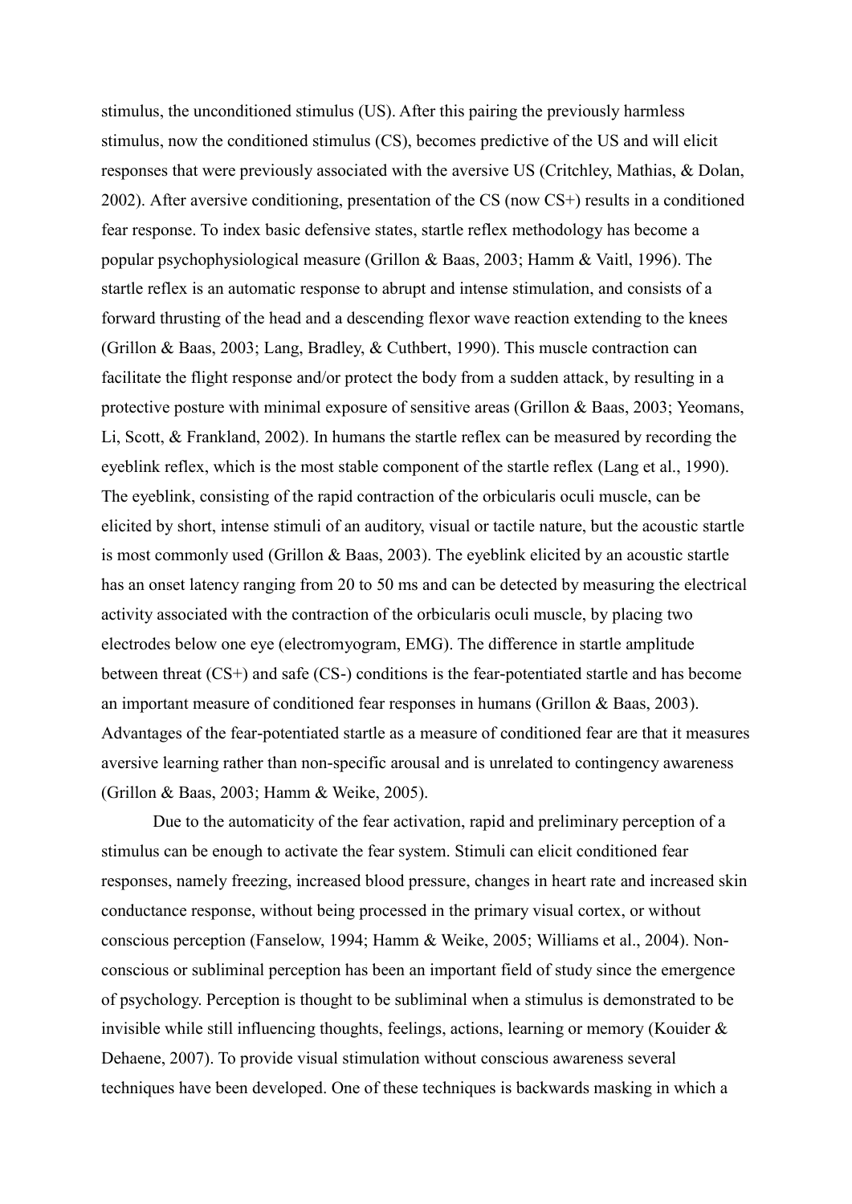stimulus, the unconditioned stimulus (US). After this pairing the previously harmless stimulus, now the conditioned stimulus (CS), becomes predictive of the US and will elicit responses that were previously associated with the aversive US (Critchley, Mathias, & Dolan, 2002). After aversive conditioning, presentation of the CS (now CS+) results in a conditioned fear response. To index basic defensive states, startle reflex methodology has become a popular psychophysiological measure (Grillon & Baas, 2003; Hamm & Vaitl, 1996). The startle reflex is an automatic response to abrupt and intense stimulation, and consists of a forward thrusting of the head and a descending flexor wave reaction extending to the knees (Grillon & Baas, 2003; Lang, Bradley, & Cuthbert, 1990). This muscle contraction can facilitate the flight response and/or protect the body from a sudden attack, by resulting in a protective posture with minimal exposure of sensitive areas (Grillon & Baas, 2003; Yeomans, Li, Scott, & Frankland, 2002). In humans the startle reflex can be measured by recording the eyeblink reflex, which is the most stable component of the startle reflex (Lang et al., 1990). The eyeblink, consisting of the rapid contraction of the orbicularis oculi muscle, can be elicited by short, intense stimuli of an auditory, visual or tactile nature, but the acoustic startle is most commonly used (Grillon & Baas, 2003). The eyeblink elicited by an acoustic startle has an onset latency ranging from 20 to 50 ms and can be detected by measuring the electrical activity associated with the contraction of the orbicularis oculi muscle, by placing two electrodes below one eye (electromyogram, EMG). The difference in startle amplitude between threat (CS+) and safe (CS-) conditions is the fear-potentiated startle and has become an important measure of conditioned fear responses in humans (Grillon & Baas, 2003). Advantages of the fear-potentiated startle as a measure of conditioned fear are that it measures aversive learning rather than non-specific arousal and is unrelated to contingency awareness (Grillon & Baas, 2003; Hamm & Weike, 2005).

Due to the automaticity of the fear activation, rapid and preliminary perception of a stimulus can be enough to activate the fear system. Stimuli can elicit conditioned fear responses, namely freezing, increased blood pressure, changes in heart rate and increased skin conductance response, without being processed in the primary visual cortex, or without conscious perception (Fanselow, 1994; Hamm & Weike, 2005; Williams et al., 2004). Non-conscious or subliminal perception has been an important field of study since the emergence of psychology. Perception is thought to be subliminal when a stimulus is demonstrated to be invisible while still influencing thoughts, feelings, actions, learning or memory (Kouider & Dehaene, 2007). To provide visual stimulation without conscious awareness several techniques have been developed. One of these techniques is backwards masking in which a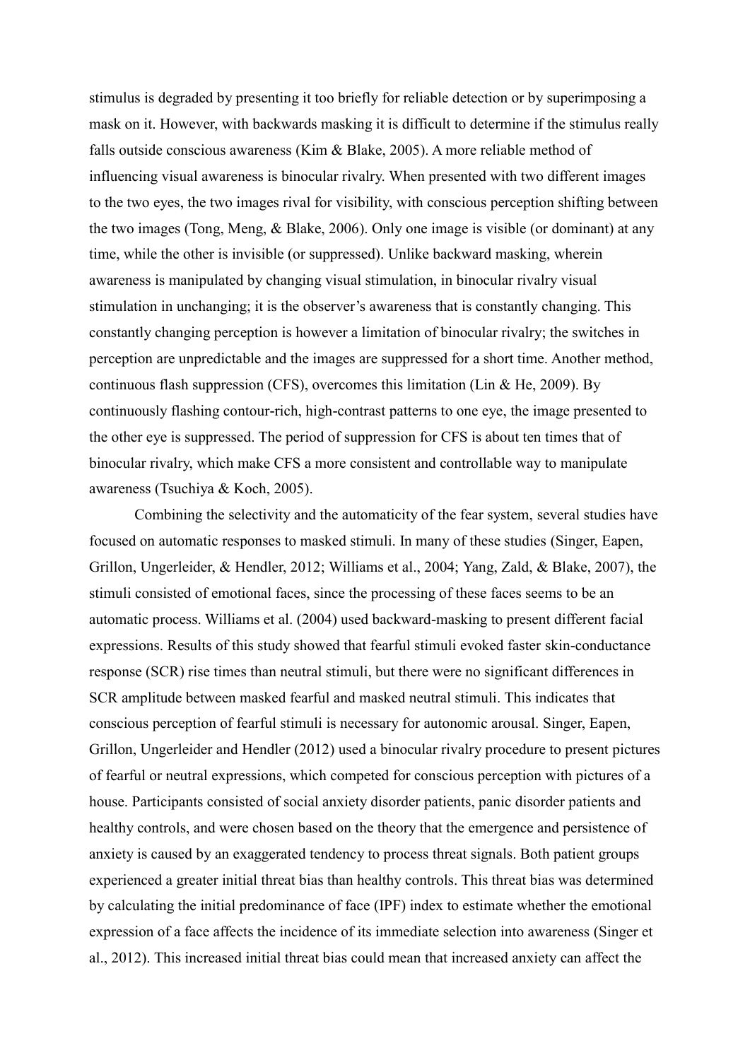stimulus is degraded by presenting it too briefly for reliable detection or by superimposing a mask on it. However, with backwards masking it is difficult to determine if the stimulus really falls outside conscious awareness (Kim & Blake, 2005). A more reliable method of influencing visual awareness is binocular rivalry. When presented with two different images to the two eyes, the two images rival for visibility, with conscious perception shifting between the two images (Tong, Meng, & Blake, 2006). Only one image is visible (or dominant) at any time, while the other is invisible (or suppressed). Unlike backward masking, wherein awareness is manipulated by changing visual stimulation, in binocular rivalry visual stimulation in unchanging; it is the observer's awareness that is constantly changing. This constantly changing perception is however a limitation of binocular rivalry; the switches in perception are unpredictable and the images are suppressed for a short time. Another method, continuous flash suppression (CFS), overcomes this limitation (Lin & He, 2009). By continuously flashing contour-rich, high-contrast patterns to one eye, the image presented to the other eye is suppressed. The period of suppression for CFS is about ten times that of binocular rivalry, which make CFS a more consistent and controllable way to manipulate awareness (Tsuchiya & Koch, 2005).

Combining the selectivity and the automaticity of the fear system, several studies have focused on automatic responses to masked stimuli. In many of these studies (Singer, Eapen, Grillon, Ungerleider, & Hendler, 2012; Williams et al., 2004; Yang, Zald, & Blake, 2007), the stimuli consisted of emotional faces, since the processing of these faces seems to be an automatic process. Williams et al. (2004) used backward-masking to present different facial expressions. Results of this study showed that fearful stimuli evoked faster skin-conductance response (SCR) rise times than neutral stimuli, but there were no significant differences in SCR amplitude between masked fearful and masked neutral stimuli. This indicates that conscious perception of fearful stimuli is necessary for autonomic arousal. Singer, Eapen, Grillon, Ungerleider and Hendler (2012) used a binocular rivalry procedure to present pictures of fearful or neutral expressions, which competed for conscious perception with pictures of a house. Participants consisted of social anxiety disorder patients, panic disorder patients and healthy controls, and were chosen based on the theory that the emergence and persistence of anxiety is caused by an exaggerated tendency to process threat signals. Both patient groups experienced a greater initial threat bias than healthy controls. This threat bias was determined by calculating the initial predominance of face (IPF) index to estimate whether the emotional expression of a face affects the incidence of its immediate selection into awareness (Singer et al., 2012). This increased initial threat bias could mean that increased anxiety can affect the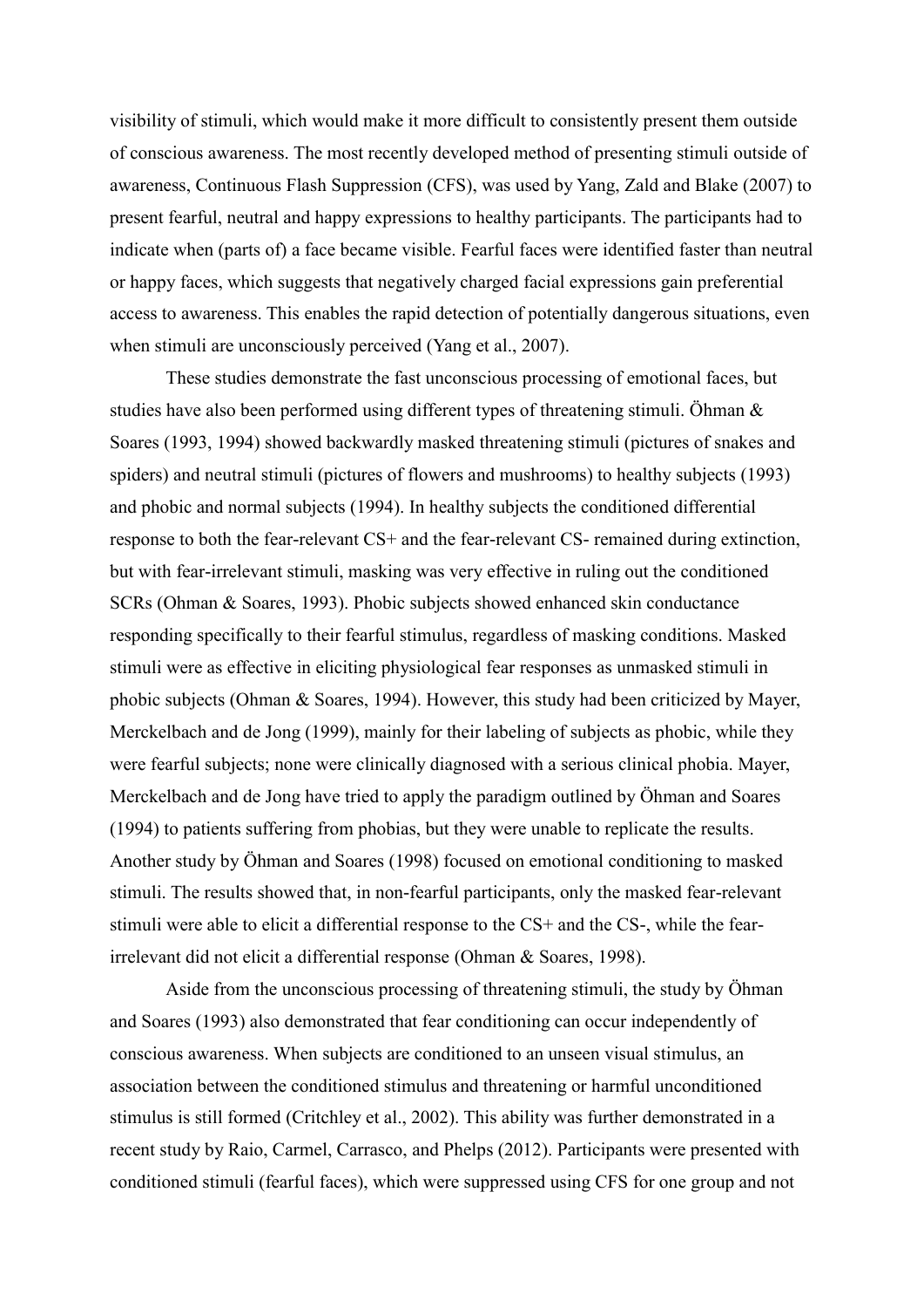visibility of stimuli, which would make it more difficult to consistently present them outside of conscious awareness. The most recently developed method of presenting stimuli outside of awareness, Continuous Flash Suppression (CFS), was used by Yang, Zald and Blake (2007) to present fearful, neutral and happy expressions to healthy participants. The participants had to indicate when (parts of) a face became visible. Fearful faces were identified faster than neutral or happy faces, which suggests that negatively charged facial expressions gain preferential access to awareness. This enables the rapid detection of potentially dangerous situations, even when stimuli are unconsciously perceived (Yang et al., 2007).

These studies demonstrate the fast unconscious processing of emotional faces, but studies have also been performed using different types of threatening stimuli. Öhman & Soares (1993, 1994) showed backwardly masked threatening stimuli (pictures of snakes and spiders) and neutral stimuli (pictures of flowers and mushrooms) to healthy subjects (1993) and phobic and normal subjects (1994). In healthy subjects the conditioned differential response to both the fear-relevant CS+ and the fear-relevant CS- remained during extinction, but with fear-irrelevant stimuli, masking was very effective in ruling out the conditioned SCRs (Ohman & Soares, 1993). Phobic subjects showed enhanced skin conductance responding specifically to their fearful stimulus, regardless of masking conditions. Masked stimuli were as effective in eliciting physiological fear responses as unmasked stimuli in phobic subjects (Ohman & Soares, 1994). However, this study had been criticized by Mayer, Merckelbach and de Jong (1999), mainly for their labeling of subjects as phobic, while they were fearful subjects; none were clinically diagnosed with a serious clinical phobia. Mayer, Merckelbach and de Jong have tried to apply the paradigm outlined by Öhman and Soares (1994) to patients suffering from phobias, but they were unable to replicate the results. Another study by Öhman and Soares (1998) focused on emotional conditioning to masked stimuli. The results showed that, in non-fearful participants, only the masked fear-relevant stimuli were able to elicit a differential response to the CS+ and the CS-, while the fear-irrelevant did not elicit a differential response (Ohman & Soares, 1998).

Aside from the unconscious processing of threatening stimuli, the study by Öhman and Soares (1993) also demonstrated that fear conditioning can occur independently of conscious awareness. When subjects are conditioned to an unseen visual stimulus, an association between the conditioned stimulus and threatening or harmful unconditioned stimulus is still formed (Critchley et al., 2002). This ability was further demonstrated in a recent study by Raio, Carmel, Carrasco, and Phelps (2012). Participants were presented with conditioned stimuli (fearful faces), which were suppressed using CFS for one group and not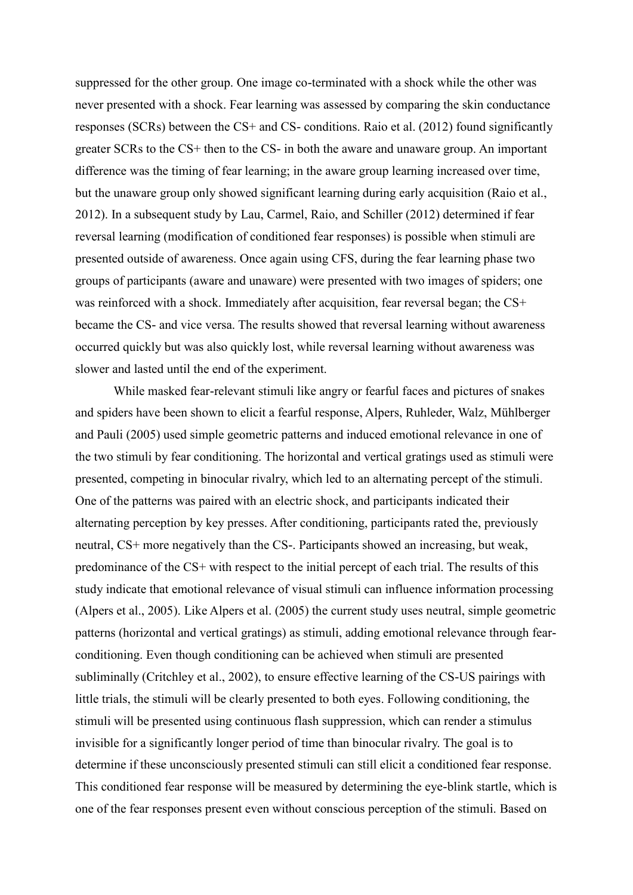suppressed for the other group. One image co-terminated with a shock while the other was never presented with a shock. Fear learning was assessed by comparing the skin conductance responses (SCRs) between the CS+ and CS- conditions. Raio et al. (2012) found significantly greater SCRs to the CS+ then to the CS- in both the aware and unaware group. An important difference was the timing of fear learning; in the aware group learning increased over time, but the unaware group only showed significant learning during early acquisition (Raio et al., 2012). In a subsequent study by Lau, Carmel, Raio, and Schiller (2012) determined if fear reversal learning (modification of conditioned fear responses) is possible when stimuli are presented outside of awareness. Once again using CFS, during the fear learning phase two groups of participants (aware and unaware) were presented with two images of spiders; one was reinforced with a shock. Immediately after acquisition, fear reversal began; the CS+ became the CS- and vice versa. The results showed that reversal learning without awareness occurred quickly but was also quickly lost, while reversal learning without awareness was slower and lasted until the end of the experiment.

While masked fear-relevant stimuli like angry or fearful faces and pictures of snakes and spiders have been shown to elicit a fearful response, Alpers, Ruhleder, Walz, Mühlberger and Pauli (2005) used simple geometric patterns and induced emotional relevance in one of the two stimuli by fear conditioning. The horizontal and vertical gratings used as stimuli were presented, competing in binocular rivalry, which led to an alternating percept of the stimuli. One of the patterns was paired with an electric shock, and participants indicated their alternating perception by key presses. After conditioning, participants rated the, previously neutral, CS+ more negatively than the CS-. Participants showed an increasing, but weak, predominance of the CS+ with respect to the initial percept of each trial. The results of this study indicate that emotional relevance of visual stimuli can influence information processing (Alpers et al., 2005). Like Alpers et al. (2005) the current study uses neutral, simple geometric patterns (horizontal and vertical gratings) as stimuli, adding emotional relevance through fear-conditioning. Even though conditioning can be achieved when stimuli are presented subliminally (Critchley et al., 2002), to ensure effective learning of the CS-US pairings with little trials, the stimuli will be clearly presented to both eyes. Following conditioning, the stimuli will be presented using continuous flash suppression, which can render a stimulus invisible for a significantly longer period of time than binocular rivalry. The goal is to determine if these unconsciously presented stimuli can still elicit a conditioned fear response. This conditioned fear response will be measured by determining the eye-blink startle, which is one of the fear responses present even without conscious perception of the stimuli. Based on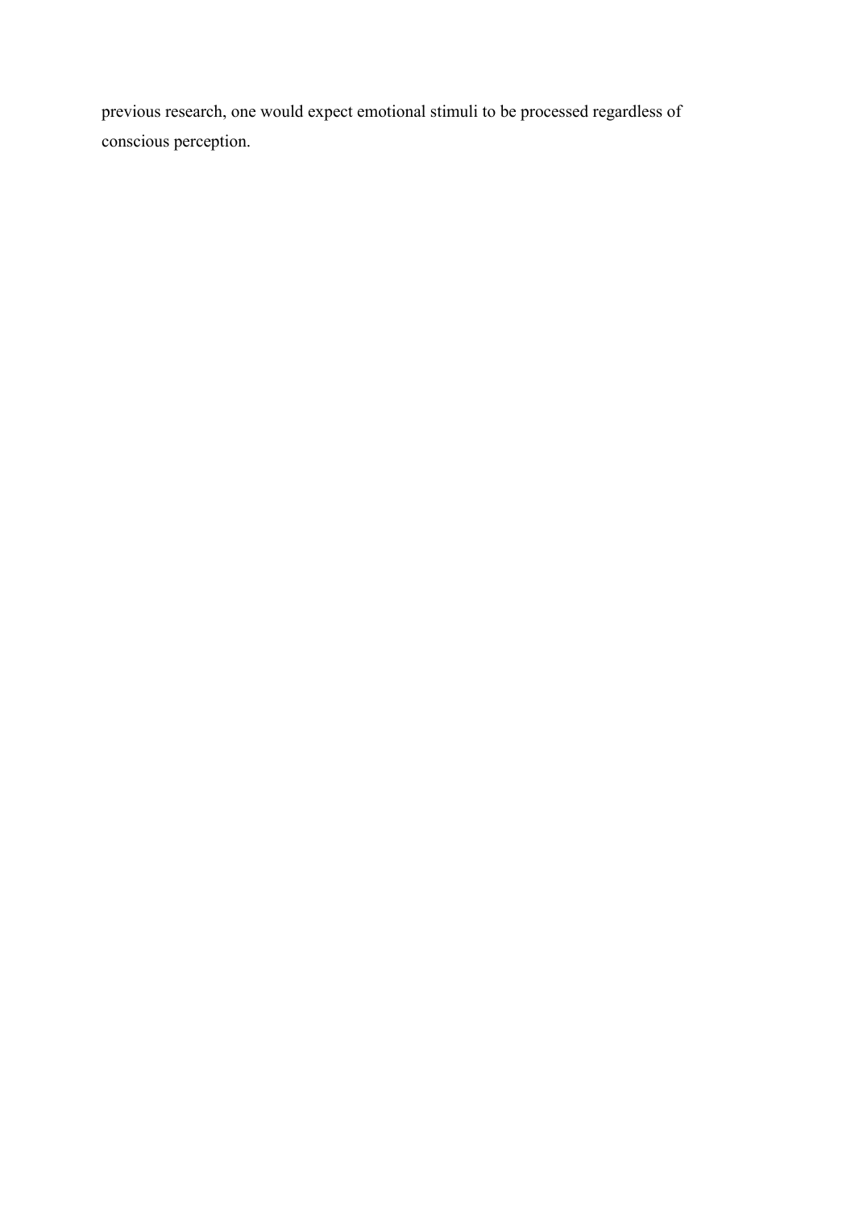previous research, one would expect emotional stimuli to be processed regardless of conscious perception.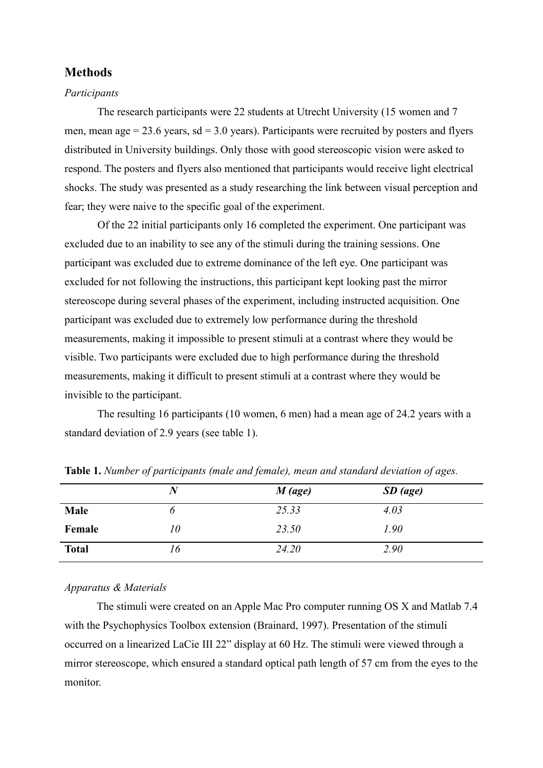## Methods

### *Participants*

The research participants were 22 students at Utrecht University (15 women and 7 men, mean age = 23.6 years, sd = 3.0 years). Participants were recruited by posters and flyers distributed in University buildings. Only those with good stereoscopic vision were asked to respond. The posters and flyers also mentioned that participants would receive light electrical shocks. The study was presented as a study researching the link between visual perception and fear; they were naive to the specific goal of the experiment.

Of the 22 initial participants only 16 completed the experiment. One participant was excluded due to an inability to see any of the stimuli during the training sessions. One participant was excluded due to extreme dominance of the left eye. One participant was excluded for not following the instructions, this participant kept looking past the mirror stereoscope during several phases of the experiment, including instructed acquisition. One participant was excluded due to extremely low performance during the threshold measurements, making it impossible to present stimuli at a contrast where they would be visible. Two participants were excluded due to high performance during the threshold measurements, making it difficult to present stimuli at a contrast where they would be invisible to the participant.

The resulting 16 participants (10 women, 6 men) had a mean age of 24.2 years with a standard deviation of 2.9 years (see table 1).

**Table 1.** *Number of participants (male and female), mean and standard deviation of ages.*

| | *N* | *M (age)* | *SD (age)* |
|---|---|---|---|
| **Male** | *6* | *25.33* | *4.03* |
| **Female** | *10* | *23.50* | *1.90* |
| **Total** | *16* | *24.20* | *2.90* |

### *Apparatus & Materials*

The stimuli were created on an Apple Mac Pro computer running OS X and Matlab 7.4 with the Psychophysics Toolbox extension (Brainard, 1997). Presentation of the stimuli occurred on a linearized LaCie III 22" display at 60 Hz. The stimuli were viewed through a mirror stereoscope, which ensured a standard optical path length of 57 cm from the eyes to the monitor.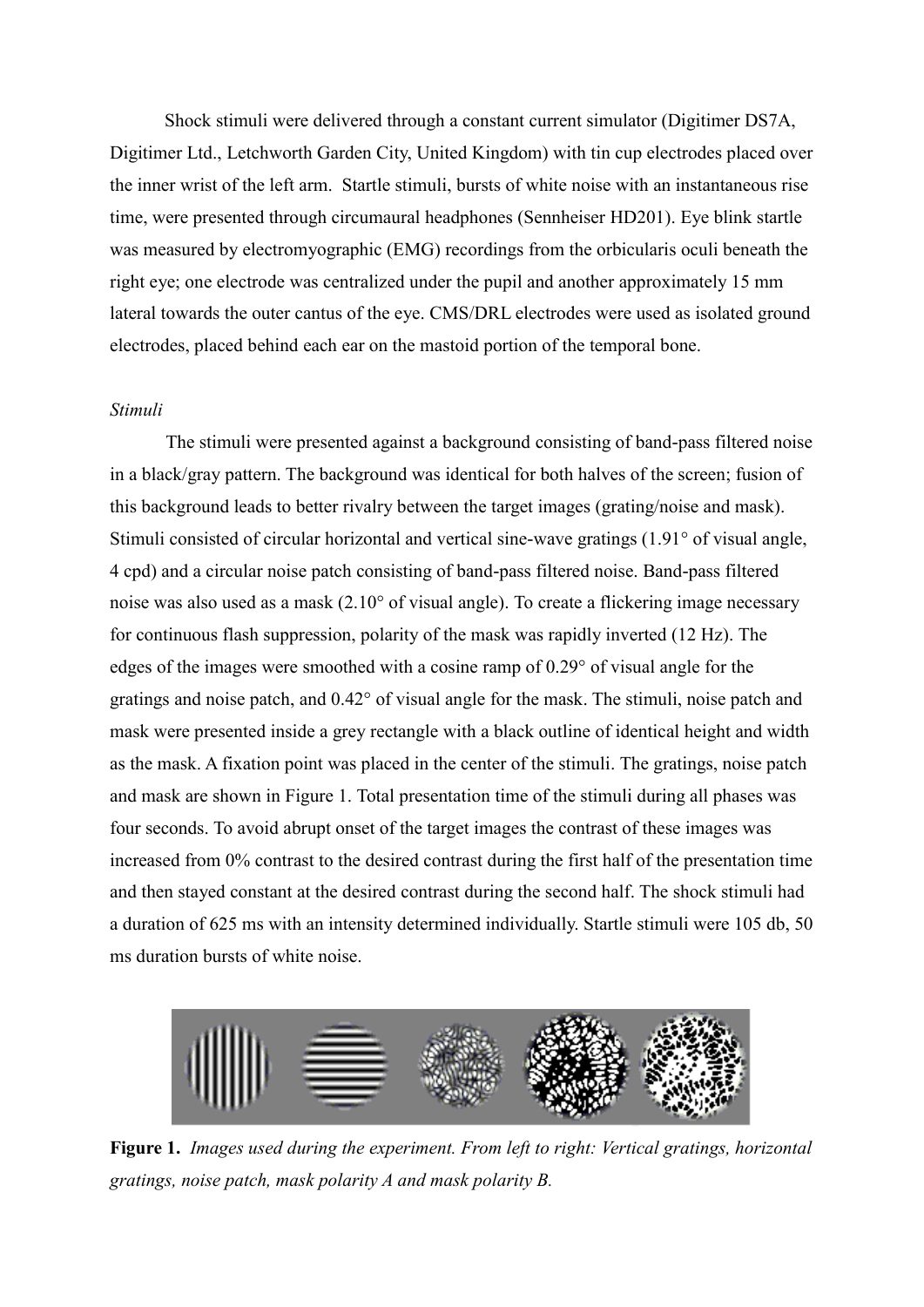Shock stimuli were delivered through a constant current simulator (Digitimer DS7A, Digitimer Ltd., Letchworth Garden City, United Kingdom) with tin cup electrodes placed over the inner wrist of the left arm. Startle stimuli, bursts of white noise with an instantaneous rise time, were presented through circumaural headphones (Sennheiser HD201). Eye blink startle was measured by electromyographic (EMG) recordings from the orbicularis oculi beneath the right eye; one electrode was centralized under the pupil and another approximately 15 mm lateral towards the outer cantus of the eye. CMS/DRL electrodes were used as isolated ground electrodes, placed behind each ear on the mastoid portion of the temporal bone.

*Stimuli*

The stimuli were presented against a background consisting of band-pass filtered noise in a black/gray pattern. The background was identical for both halves of the screen; fusion of this background leads to better rivalry between the target images (grating/noise and mask). Stimuli consisted of circular horizontal and vertical sine-wave gratings (1.91° of visual angle, 4 cpd) and a circular noise patch consisting of band-pass filtered noise. Band-pass filtered noise was also used as a mask (2.10° of visual angle). To create a flickering image necessary for continuous flash suppression, polarity of the mask was rapidly inverted (12 Hz). The edges of the images were smoothed with a cosine ramp of 0.29° of visual angle for the gratings and noise patch, and 0.42° of visual angle for the mask. The stimuli, noise patch and mask were presented inside a grey rectangle with a black outline of identical height and width as the mask. A fixation point was placed in the center of the stimuli. The gratings, noise patch and mask are shown in Figure 1. Total presentation time of the stimuli during all phases was four seconds. To avoid abrupt onset of the target images the contrast of these images was increased from 0% contrast to the desired contrast during the first half of the presentation time and then stayed constant at the desired contrast during the second half. The shock stimuli had a duration of 625 ms with an intensity determined individually. Startle stimuli were 105 db, 50 ms duration bursts of white noise.

**Figure 1.** *Images used during the experiment. From left to right: Vertical gratings, horizontal gratings, noise patch, mask polarity A and mask polarity B.*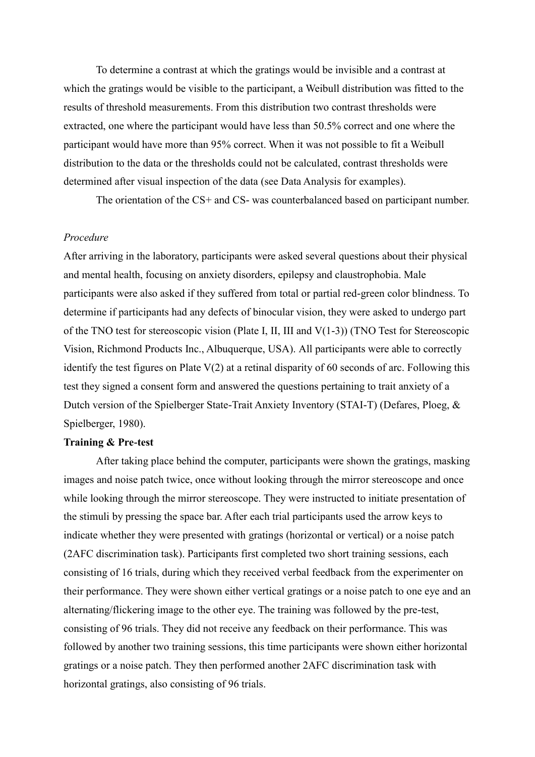To determine a contrast at which the gratings would be invisible and a contrast at which the gratings would be visible to the participant, a Weibull distribution was fitted to the results of threshold measurements. From this distribution two contrast thresholds were extracted, one where the participant would have less than 50.5% correct and one where the participant would have more than 95% correct. When it was not possible to fit a Weibull distribution to the data or the thresholds could not be calculated, contrast thresholds were determined after visual inspection of the data (see Data Analysis for examples).

The orientation of the CS+ and CS- was counterbalanced based on participant number.

*Procedure*

After arriving in the laboratory, participants were asked several questions about their physical and mental health, focusing on anxiety disorders, epilepsy and claustrophobia. Male participants were also asked if they suffered from total or partial red-green color blindness. To determine if participants had any defects of binocular vision, they were asked to undergo part of the TNO test for stereoscopic vision (Plate I, II, III and V(1-3)) (TNO Test for Stereoscopic Vision, Richmond Products Inc., Albuquerque, USA). All participants were able to correctly identify the test figures on Plate V(2) at a retinal disparity of 60 seconds of arc. Following this test they signed a consent form and answered the questions pertaining to trait anxiety of a Dutch version of the Spielberger State-Trait Anxiety Inventory (STAI-T) (Defares, Ploeg, & Spielberger, 1980).

**Training & Pre-test**

After taking place behind the computer, participants were shown the gratings, masking images and noise patch twice, once without looking through the mirror stereoscope and once while looking through the mirror stereoscope. They were instructed to initiate presentation of the stimuli by pressing the space bar. After each trial participants used the arrow keys to indicate whether they were presented with gratings (horizontal or vertical) or a noise patch (2AFC discrimination task). Participants first completed two short training sessions, each consisting of 16 trials, during which they received verbal feedback from the experimenter on their performance. They were shown either vertical gratings or a noise patch to one eye and an alternating/flickering image to the other eye. The training was followed by the pre-test, consisting of 96 trials. They did not receive any feedback on their performance. This was followed by another two training sessions, this time participants were shown either horizontal gratings or a noise patch. They then performed another 2AFC discrimination task with horizontal gratings, also consisting of 96 trials.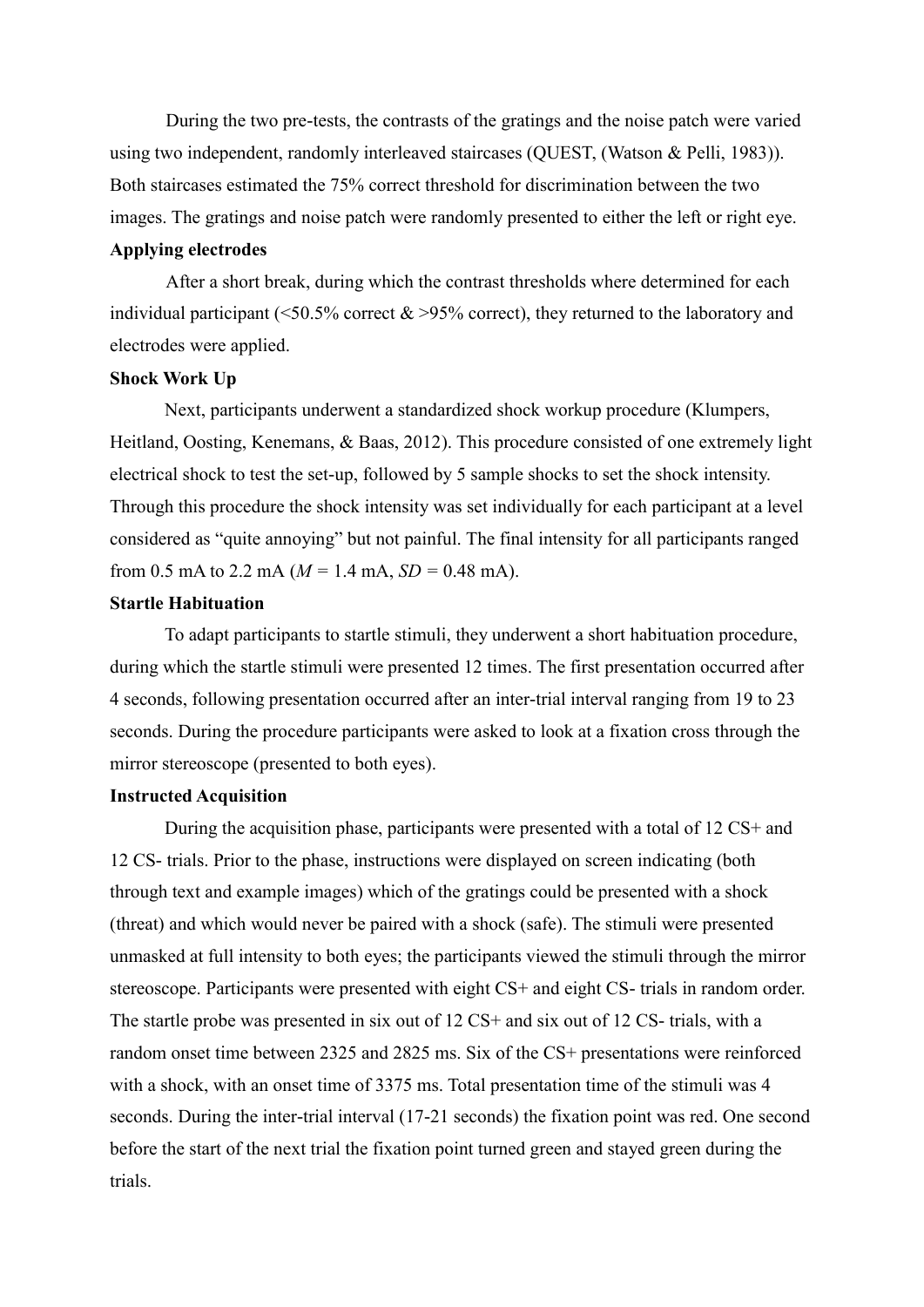During the two pre-tests, the contrasts of the gratings and the noise patch were varied using two independent, randomly interleaved staircases (QUEST, (Watson & Pelli, 1983)). Both staircases estimated the 75% correct threshold for discrimination between the two images. The gratings and noise patch were randomly presented to either the left or right eye.

**Applying electrodes**

After a short break, during which the contrast thresholds where determined for each individual participant (<50.5% correct & >95% correct), they returned to the laboratory and electrodes were applied.

**Shock Work Up**

Next, participants underwent a standardized shock workup procedure (Klumpers, Heitland, Oosting, Kenemans, & Baas, 2012). This procedure consisted of one extremely light electrical shock to test the set-up, followed by 5 sample shocks to set the shock intensity. Through this procedure the shock intensity was set individually for each participant at a level considered as "quite annoying" but not painful. The final intensity for all participants ranged from 0.5 mA to 2.2 mA ($M$ = 1.4 mA, $SD$ = 0.48 mA).

**Startle Habituation**

To adapt participants to startle stimuli, they underwent a short habituation procedure, during which the startle stimuli were presented 12 times. The first presentation occurred after 4 seconds, following presentation occurred after an inter-trial interval ranging from 19 to 23 seconds. During the procedure participants were asked to look at a fixation cross through the mirror stereoscope (presented to both eyes).

**Instructed Acquisition**

During the acquisition phase, participants were presented with a total of 12 CS+ and 12 CS- trials. Prior to the phase, instructions were displayed on screen indicating (both through text and example images) which of the gratings could be presented with a shock (threat) and which would never be paired with a shock (safe). The stimuli were presented unmasked at full intensity to both eyes; the participants viewed the stimuli through the mirror stereoscope. Participants were presented with eight CS+ and eight CS- trials in random order. The startle probe was presented in six out of 12 CS+ and six out of 12 CS- trials, with a random onset time between 2325 and 2825 ms. Six of the CS+ presentations were reinforced with a shock, with an onset time of 3375 ms. Total presentation time of the stimuli was 4 seconds. During the inter-trial interval (17-21 seconds) the fixation point was red. One second before the start of the next trial the fixation point turned green and stayed green during the trials.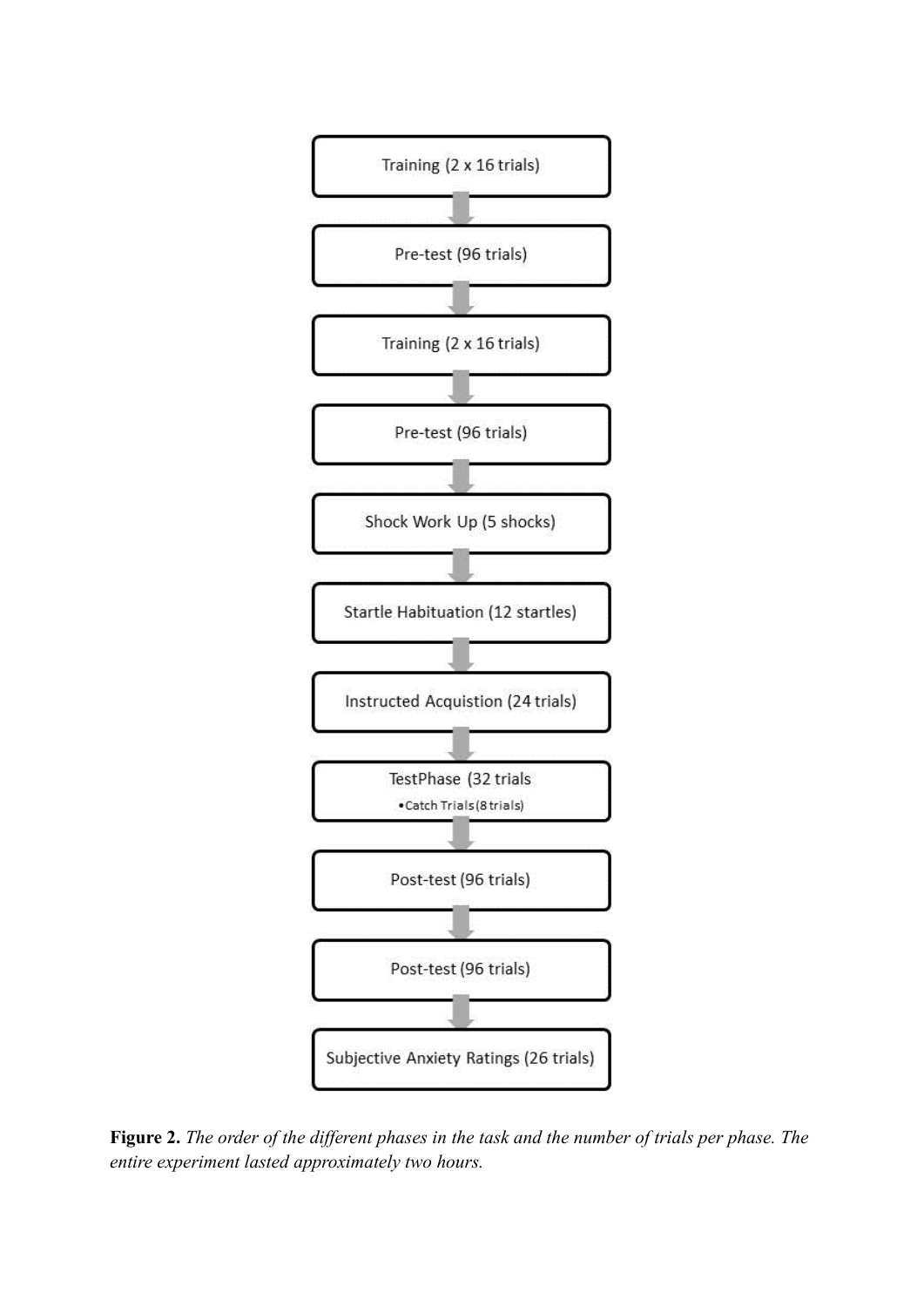Training (2 x 16 trials)

Pre-test (96 trials)

Training (2 x 16 trials)

Pre-test (96 trials)

Shock Work Up (5 shocks)

Startle Habituation (12 startles)

Instructed Acquistion (24 trials)

TestPhase (32 trials
- Catch Trials (8 trials)

Post-test (96 trials)

Post-test (96 trials)

Subjective Anxiety Ratings (26 trials)

**Figure 2.** *The order of the different phases in the task and the number of trials per phase. The entire experiment lasted approximately two hours.*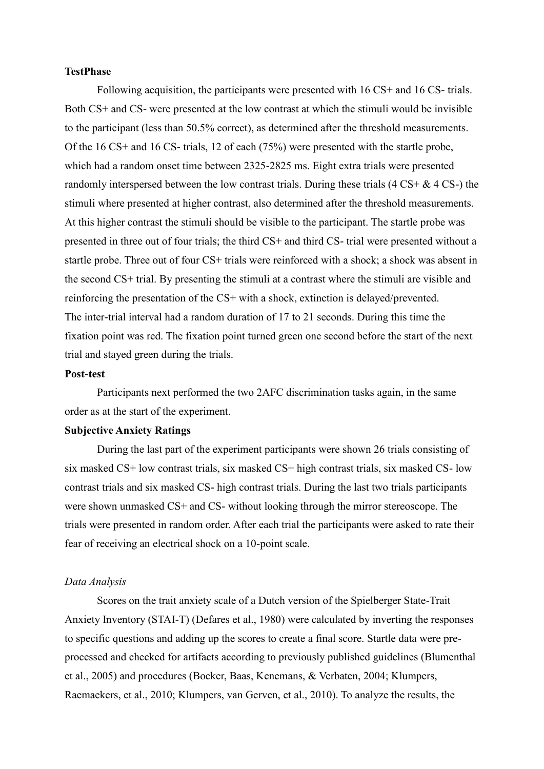**TestPhase**

Following acquisition, the participants were presented with 16 CS+ and 16 CS- trials. Both CS+ and CS- were presented at the low contrast at which the stimuli would be invisible to the participant (less than 50.5% correct), as determined after the threshold measurements. Of the 16 CS+ and 16 CS- trials, 12 of each (75%) were presented with the startle probe, which had a random onset time between 2325-2825 ms. Eight extra trials were presented randomly interspersed between the low contrast trials. During these trials (4 CS+ & 4 CS-) the stimuli where presented at higher contrast, also determined after the threshold measurements. At this higher contrast the stimuli should be visible to the participant. The startle probe was presented in three out of four trials; the third CS+ and third CS- trial were presented without a startle probe. Three out of four CS+ trials were reinforced with a shock; a shock was absent in the second CS+ trial. By presenting the stimuli at a contrast where the stimuli are visible and reinforcing the presentation of the CS+ with a shock, extinction is delayed/prevented.
The inter-trial interval had a random duration of 17 to 21 seconds. During this time the fixation point was red. The fixation point turned green one second before the start of the next trial and stayed green during the trials.

**Post-test**

Participants next performed the two 2AFC discrimination tasks again, in the same order as at the start of the experiment.

**Subjective Anxiety Ratings**

During the last part of the experiment participants were shown 26 trials consisting of six masked CS+ low contrast trials, six masked CS+ high contrast trials, six masked CS- low contrast trials and six masked CS- high contrast trials. During the last two trials participants were shown unmasked CS+ and CS- without looking through the mirror stereoscope. The trials were presented in random order. After each trial the participants were asked to rate their fear of receiving an electrical shock on a 10-point scale.

*Data Analysis*

Scores on the trait anxiety scale of a Dutch version of the Spielberger State-Trait Anxiety Inventory (STAI-T) (Defares et al., 1980) were calculated by inverting the responses to specific questions and adding up the scores to create a final score. Startle data were pre-processed and checked for artifacts according to previously published guidelines (Blumenthal et al., 2005) and procedures (Bocker, Baas, Kenemans, & Verbaten, 2004; Klumpers, Raemaekers, et al., 2010; Klumpers, van Gerven, et al., 2010). To analyze the results, the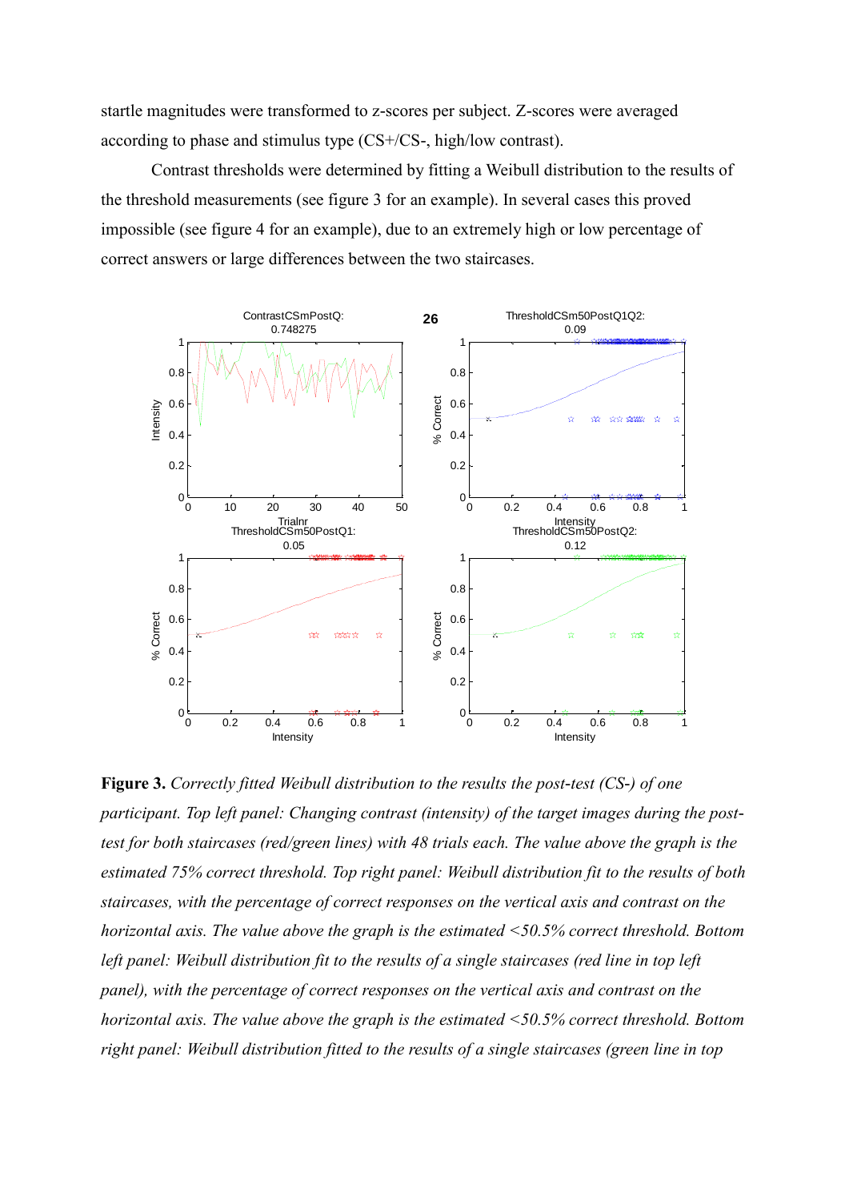startle magnitudes were transformed to z-scores per subject. Z-scores were averaged according to phase and stimulus type (CS+/CS-, high/low contrast).

Contrast thresholds were determined by fitting a Weibull distribution to the results of the threshold measurements (see figure 3 for an example). In several cases this proved impossible (see figure 4 for an example), due to an extremely high or low percentage of correct answers or large differences between the two staircases.

**Figure 3.** *Correctly fitted Weibull distribution to the results the post-test (CS-) of one participant. Top left panel: Changing contrast (intensity) of the target images during the post-test for both staircases (red/green lines) with 48 trials each. The value above the graph is the estimated 75% correct threshold. Top right panel: Weibull distribution fit to the results of both staircases, with the percentage of correct responses on the vertical axis and contrast on the horizontal axis. The value above the graph is the estimated <50.5% correct threshold. Bottom left panel: Weibull distribution fit to the results of a single staircases (red line in top left panel), with the percentage of correct responses on the vertical axis and contrast on the horizontal axis. The value above the graph is the estimated <50.5% correct threshold. Bottom right panel: Weibull distribution fitted to the results of a single staircases (green line in top*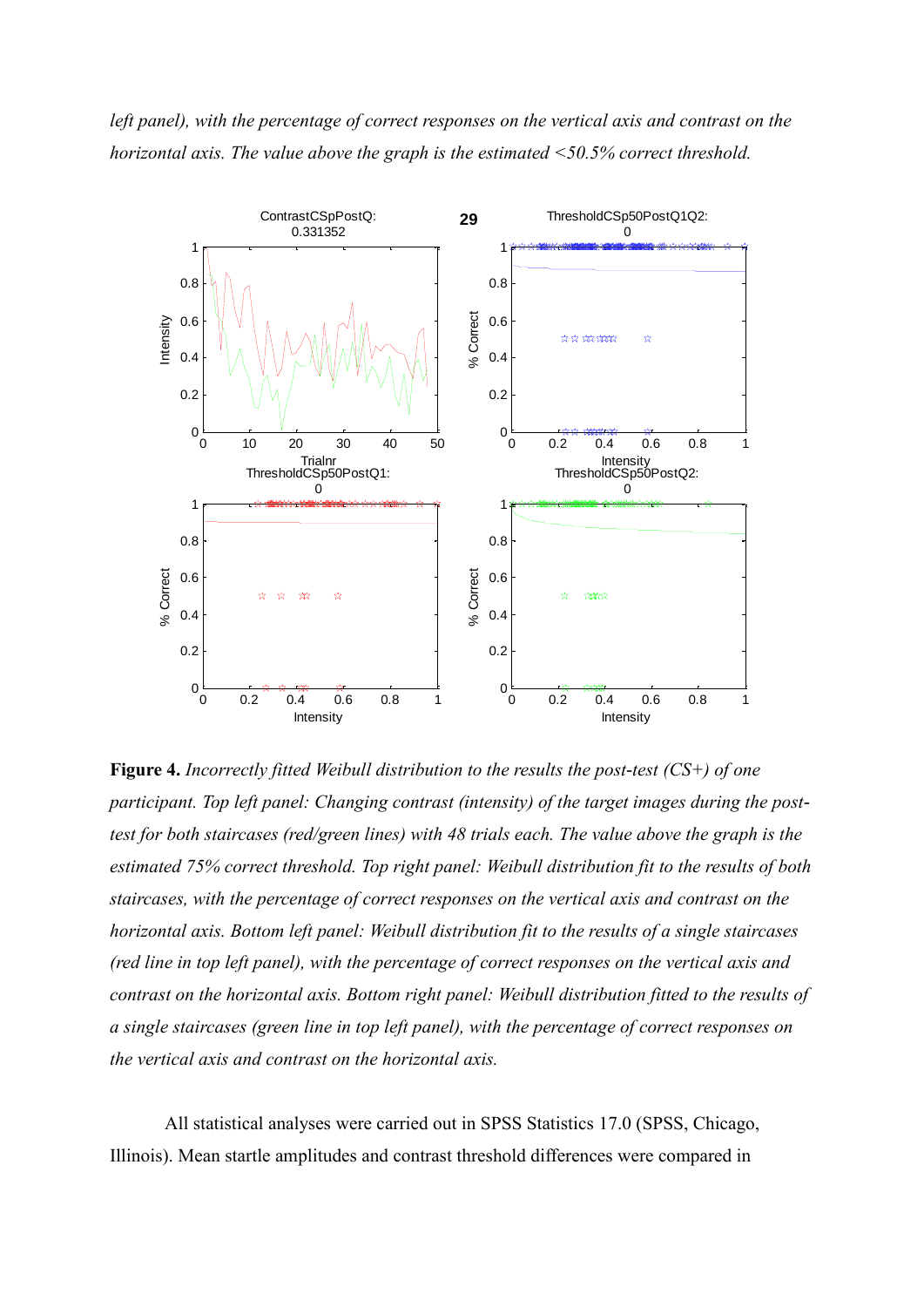*left panel), with the percentage of correct responses on the vertical axis and contrast on the horizontal axis. The value above the graph is the estimated <50.5% correct threshold.*

**Figure 4.** *Incorrectly fitted Weibull distribution to the results the post-test (CS+) of one participant. Top left panel: Changing contrast (intensity) of the target images during the post-test for both staircases (red/green lines) with 48 trials each. The value above the graph is the estimated 75% correct threshold. Top right panel: Weibull distribution fit to the results of both staircases, with the percentage of correct responses on the vertical axis and contrast on the horizontal axis. Bottom left panel: Weibull distribution fit to the results of a single staircases (red line in top left panel), with the percentage of correct responses on the vertical axis and contrast on the horizontal axis. Bottom right panel: Weibull distribution fitted to the results of a single staircases (green line in top left panel), with the percentage of correct responses on the vertical axis and contrast on the horizontal axis.*

All statistical analyses were carried out in SPSS Statistics 17.0 (SPSS, Chicago, Illinois). Mean startle amplitudes and contrast threshold differences were compared in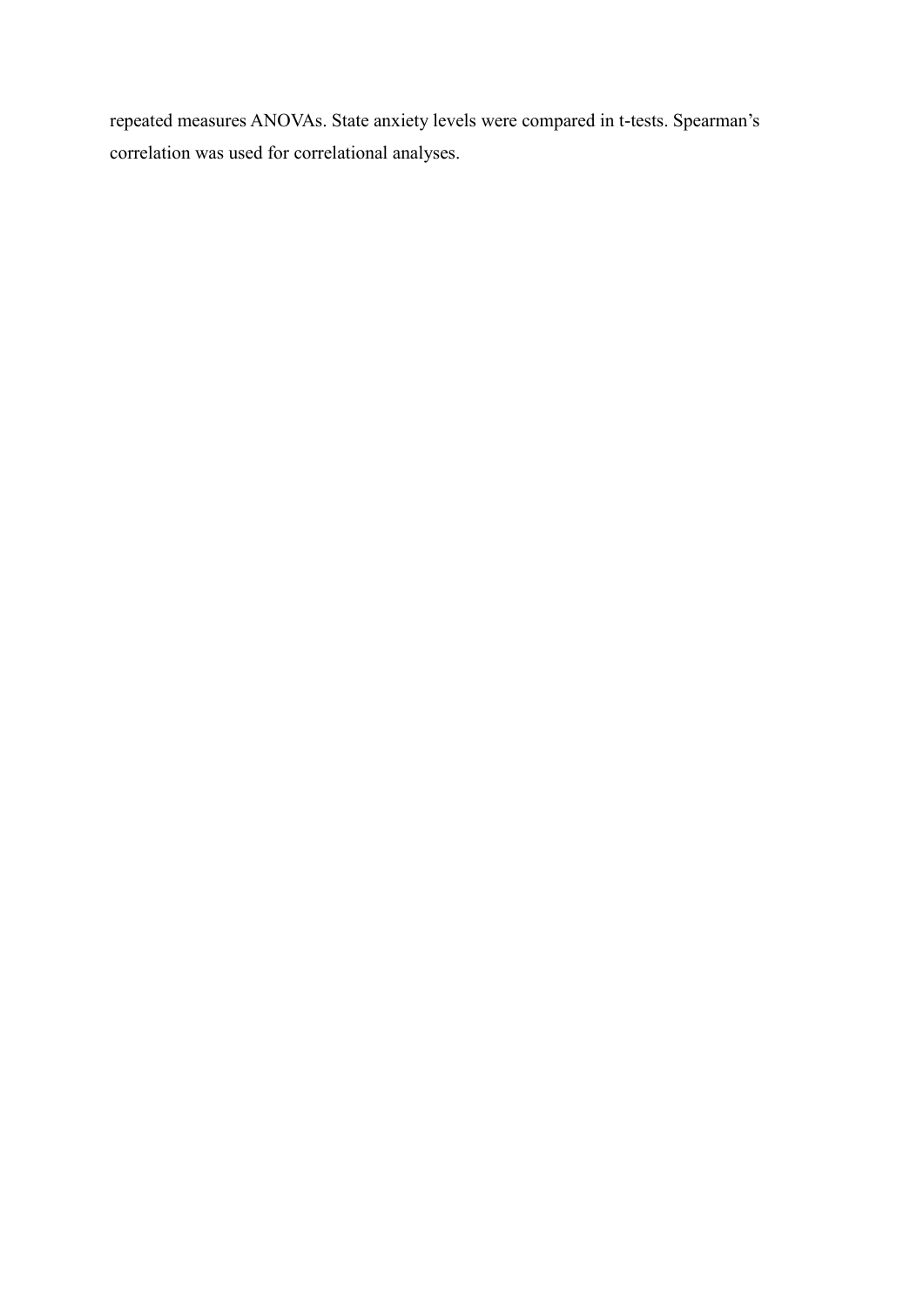repeated measures ANOVAs. State anxiety levels were compared in t-tests. Spearman's correlation was used for correlational analyses.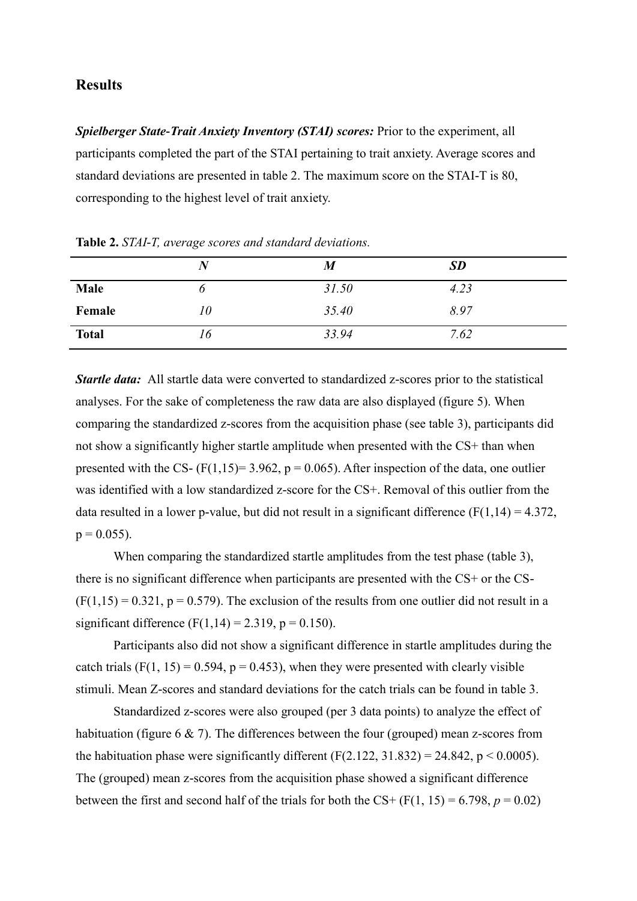## Results

***Spielberger State-Trait Anxiety Inventory (STAI) scores:*** Prior to the experiment, all participants completed the part of the STAI pertaining to trait anxiety. Average scores and standard deviations are presented in table 2. The maximum score on the STAI-T is 80, corresponding to the highest level of trait anxiety.

**Table 2.** *STAI-T, average scores and standard deviations.*

| | *N* | *M* | *SD* |
|---|---|---|---|
| **Male** | *6* | *31.50* | *4.23* |
| **Female** | *10* | *35.40* | *8.97* |
| **Total** | *16* | *33.94* | *7.62* |

***Startle data:*** All startle data were converted to standardized z-scores prior to the statistical analyses. For the sake of completeness the raw data are also displayed (figure 5). When comparing the standardized z-scores from the acquisition phase (see table 3), participants did not show a significantly higher startle amplitude when presented with the CS+ than when presented with the CS- ($F(1,15) = 3.962$, $p = 0.065$). After inspection of the data, one outlier was identified with a low standardized z-score for the CS+. Removal of this outlier from the data resulted in a lower p-value, but did not result in a significant difference ($F(1,14) = 4.372$, $p = 0.055$).

When comparing the standardized startle amplitudes from the test phase (table 3), there is no significant difference when participants are presented with the CS+ or the CS- ($F(1,15) = 0.321$, $p = 0.579$). The exclusion of the results from one outlier did not result in a significant difference ($F(1,14) = 2.319$, $p = 0.150$).

Participants also did not show a significant difference in startle amplitudes during the catch trials ($F(1, 15) = 0.594$, $p = 0.453$), when they were presented with clearly visible stimuli. Mean Z-scores and standard deviations for the catch trials can be found in table 3.

Standardized z-scores were also grouped (per 3 data points) to analyze the effect of habituation (figure 6 & 7). The differences between the four (grouped) mean z-scores from the habituation phase were significantly different ($F(2.122, 31.832) = 24.842$, $p < 0.0005$). The (grouped) mean z-scores from the acquisition phase showed a significant difference between the first and second half of the trials for both the CS+ ($F(1, 15) = 6.798$, $p = 0.02$)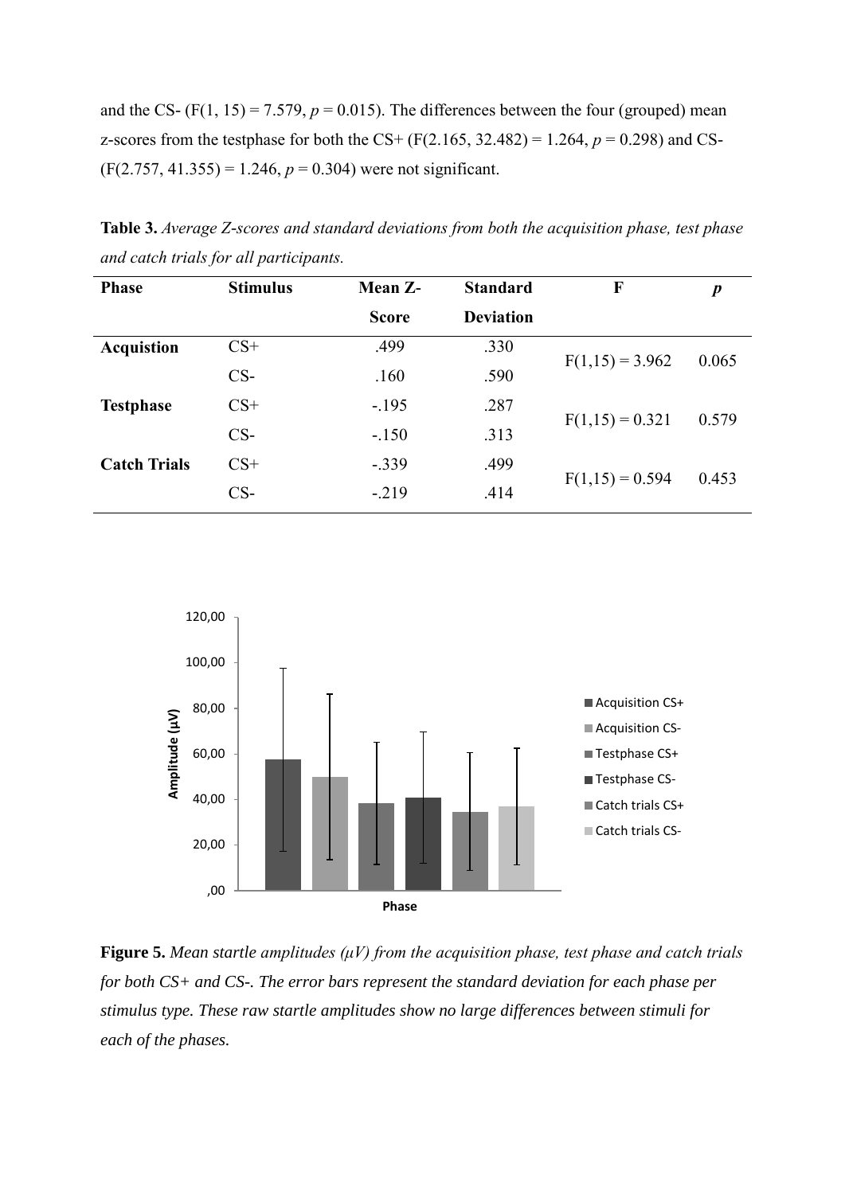and the CS- ($F(1, 15) = 7.579$, $p = 0.015$). The differences between the four (grouped) mean z-scores from the testphase for both the CS+ ($F(2.165, 32.482) = 1.264$, $p = 0.298$) and CS- ($F(2.757, 41.355) = 1.246$, $p = 0.304$) were not significant.

**Table 3.** *Average Z-scores and standard deviations from both the acquisition phase, test phase and catch trials for all participants.*

| Phase | Stimulus | Mean Z-Score | Standard Deviation | F | *p* |
|---|---|---|---|---|---|
| **Acquistion** | CS+ | .499 | .330 | $F(1,15) = 3.962$ | 0.065 |
| | CS- | .160 | .590 | | |
| **Testphase** | CS+ | -.195 | .287 | $F(1,15) = 0.321$ | 0.579 |
| | CS- | -.150 | .313 | | |
| **Catch Trials** | CS+ | -.339 | .499 | $F(1,15) = 0.594$ | 0.453 |
| | CS- | -.219 | .414 | | |

**Figure 5.** *Mean startle amplitudes (μV) from the acquisition phase, test phase and catch trials for both CS+ and CS-. The error bars represent the standard deviation for each phase per stimulus type. These raw startle amplitudes show no large differences between stimuli for each of the phases.*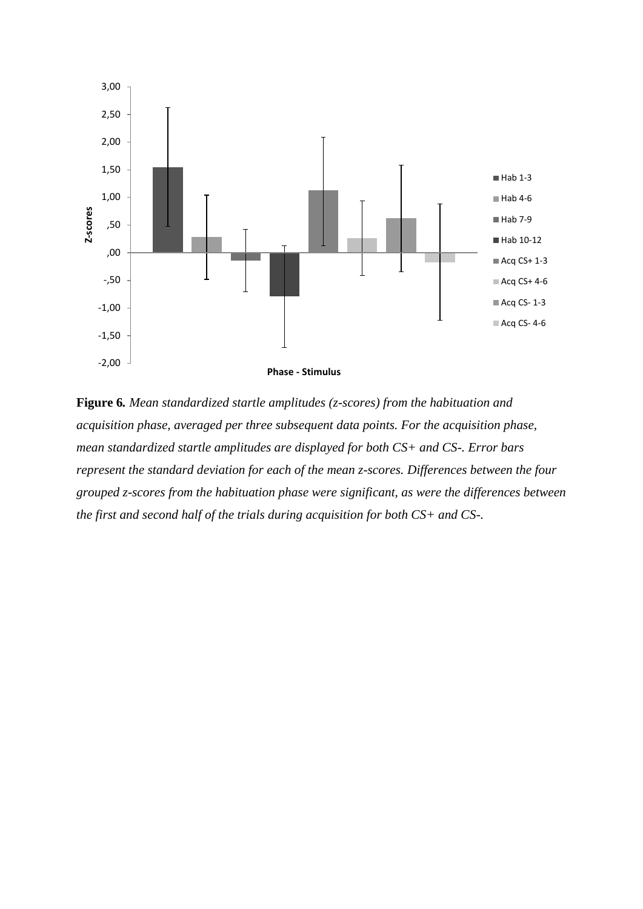**Figure 6.** *Mean standardized startle amplitudes (z-scores) from the habituation and acquisition phase, averaged per three subsequent data points. For the acquisition phase, mean standardized startle amplitudes are displayed for both CS+ and CS-. Error bars represent the standard deviation for each of the mean z-scores. Differences between the four grouped z-scores from the habituation phase were significant, as were the differences between the first and second half of the trials during acquisition for both CS+ and CS-.*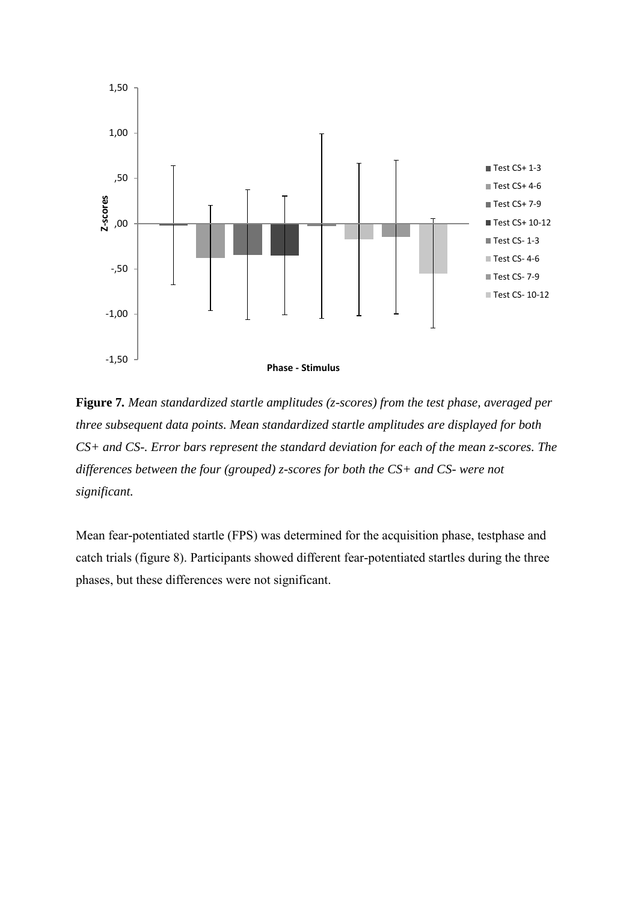**Figure 7.** *Mean standardized startle amplitudes (z-scores) from the test phase, averaged per three subsequent data points. Mean standardized startle amplitudes are displayed for both CS+ and CS-. Error bars represent the standard deviation for each of the mean z-scores. The differences between the four (grouped) z-scores for both the CS+ and CS- were not significant.*

Mean fear-potentiated startle (FPS) was determined for the acquisition phase, testphase and catch trials (figure 8). Participants showed different fear-potentiated startles during the three phases, but these differences were not significant.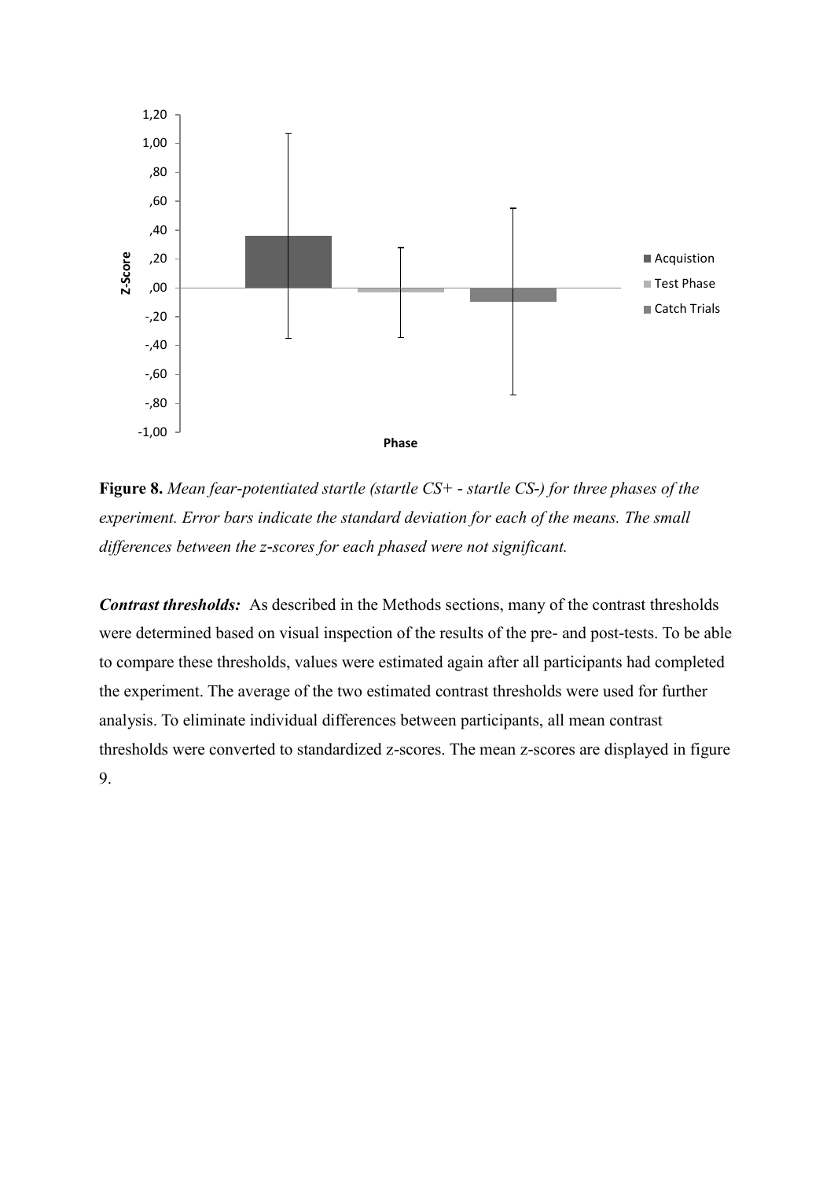**Figure 8.** *Mean fear-potentiated startle (startle CS+ - startle CS-) for three phases of the experiment. Error bars indicate the standard deviation for each of the means. The small differences between the z-scores for each phased were not significant.*

***Contrast thresholds:*** As described in the Methods sections, many of the contrast thresholds were determined based on visual inspection of the results of the pre- and post-tests. To be able to compare these thresholds, values were estimated again after all participants had completed the experiment. The average of the two estimated contrast thresholds were used for further analysis. To eliminate individual differences between participants, all mean contrast thresholds were converted to standardized z-scores. The mean z-scores are displayed in figure 9.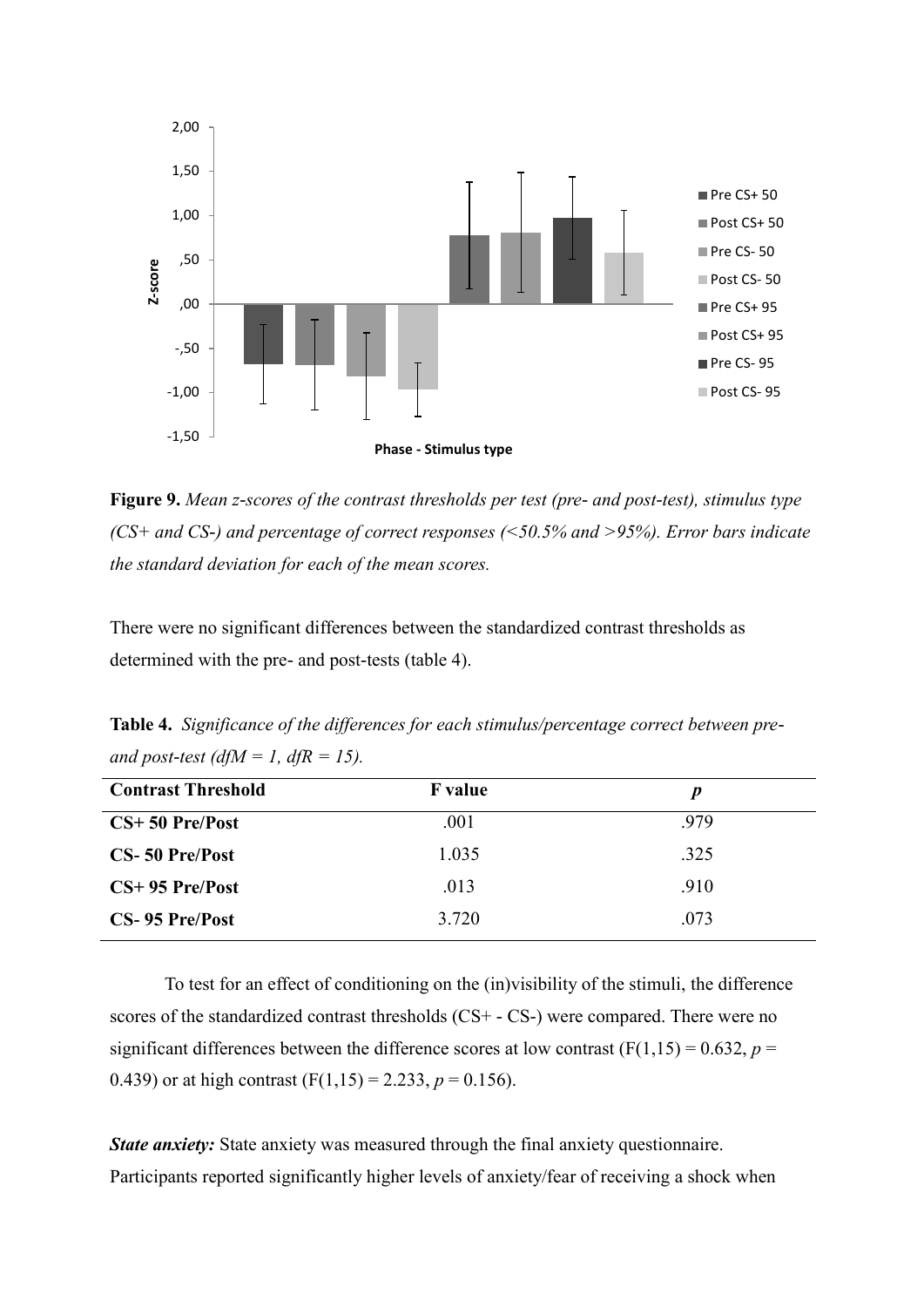**Figure 9.** *Mean z-scores of the contrast thresholds per test (pre- and post-test), stimulus type (CS+ and CS-) and percentage of correct responses (<50.5% and >95%). Error bars indicate the standard deviation for each of the mean scores.*

There were no significant differences between the standardized contrast thresholds as determined with the pre- and post-tests (table 4).

**Table 4.** *Significance of the differences for each stimulus/percentage correct between pre- and post-test (dfM = 1, dfR = 15).*

| Contrast Threshold | F value | *p* |
|---|---|---|
| **CS+ 50 Pre/Post** | .001 | .979 |
| **CS- 50 Pre/Post** | 1.035 | .325 |
| **CS+ 95 Pre/Post** | .013 | .910 |
| **CS- 95 Pre/Post** | 3.720 | .073 |

To test for an effect of conditioning on the (in)visibility of the stimuli, the difference scores of the standardized contrast thresholds (CS+ - CS-) were compared. There were no significant differences between the difference scores at low contrast ($F(1,15) = 0.632$, $p = 0.439$) or at high contrast ($F(1,15) = 2.233$, $p = 0.156$).

***State anxiety:*** State anxiety was measured through the final anxiety questionnaire. Participants reported significantly higher levels of anxiety/fear of receiving a shock when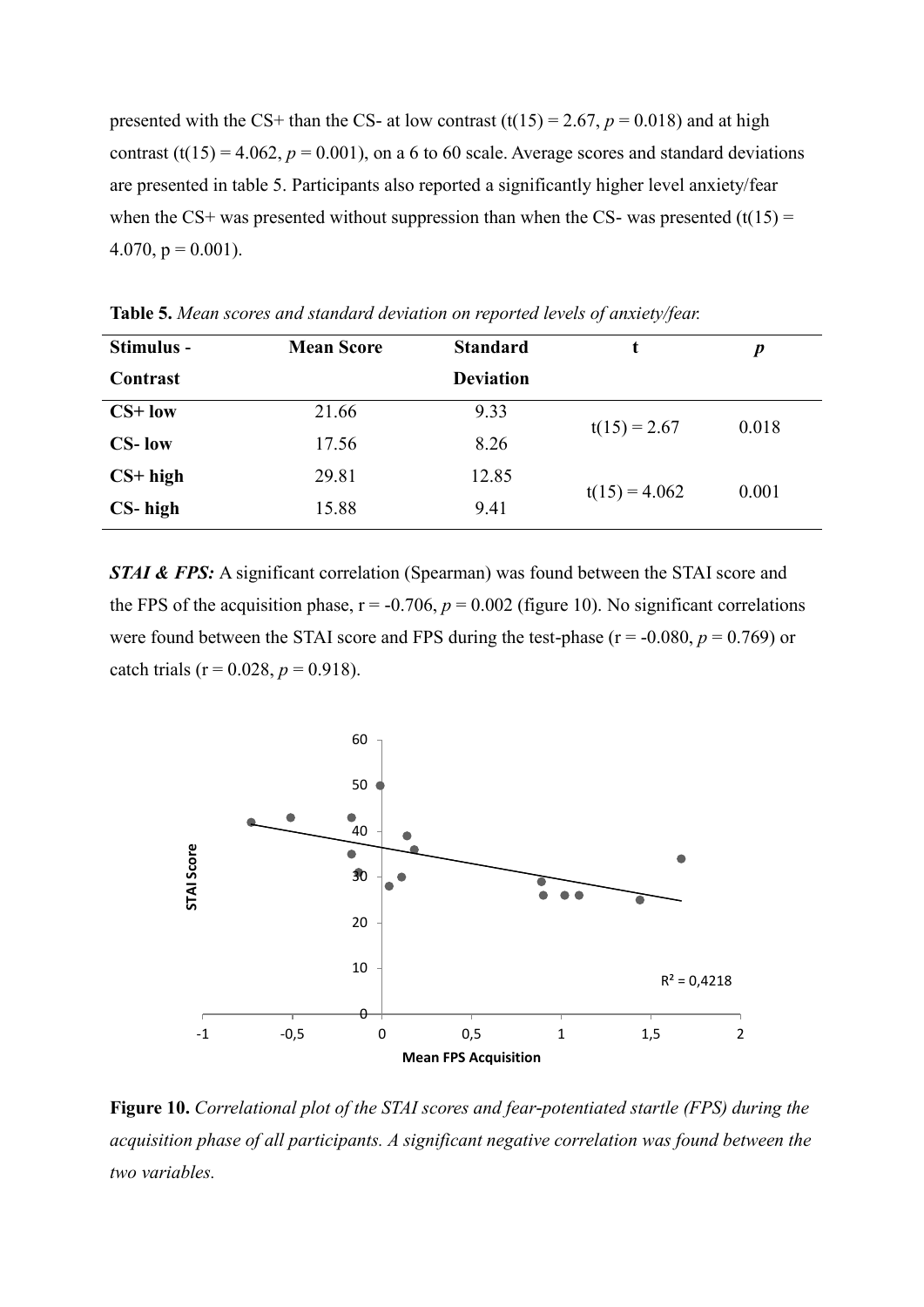presented with the CS+ than the CS- at low contrast ($t(15) = 2.67$, $p = 0.018$) and at high contrast ($t(15) = 4.062$, $p = 0.001$), on a 6 to 60 scale. Average scores and standard deviations are presented in table 5. Participants also reported a significantly higher level anxiety/fear when the CS+ was presented without suppression than when the CS- was presented ($t(15) = 4.070$, $p = 0.001$).

**Table 5.** *Mean scores and standard deviation on reported levels of anxiety/fear.*

| Stimulus - Contrast | Mean Score | Standard Deviation | t | *p* |
|---|---|---|---|---|
| **CS+ low** | 21.66 | 9.33 | $t(15) = 2.67$ | 0.018 |
| **CS- low** | 17.56 | 8.26 | | |
| **CS+ high** | 29.81 | 12.85 | $t(15) = 4.062$ | 0.001 |
| **CS- high** | 15.88 | 9.41 | | |

***STAI & FPS:*** A significant correlation (Spearman) was found between the STAI score and the FPS of the acquisition phase, $r = -0.706$, $p = 0.002$ (figure 10). No significant correlations were found between the STAI score and FPS during the test-phase ($r = -0.080$, $p = 0.769$) or catch trials ($r = 0.028$, $p = 0.918$).

**Figure 10.** *Correlational plot of the STAI scores and fear-potentiated startle (FPS) during the acquisition phase of all participants. A significant negative correlation was found between the two variables.*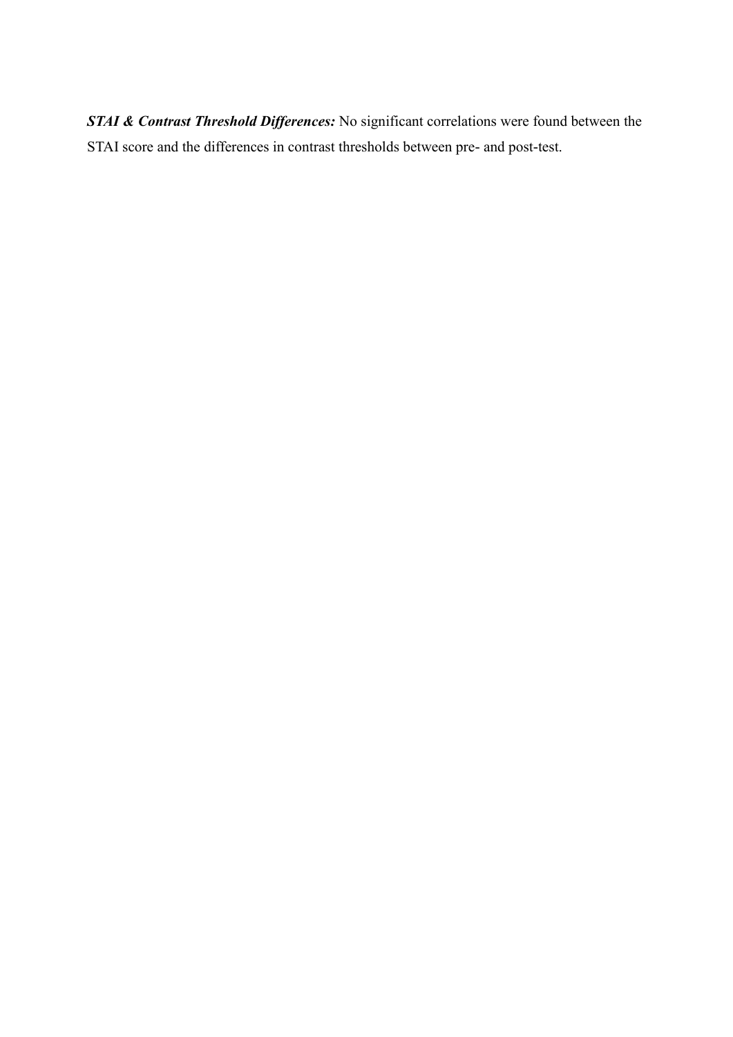***STAI & Contrast Threshold Differences:*** No significant correlations were found between the STAI score and the differences in contrast thresholds between pre- and post-test.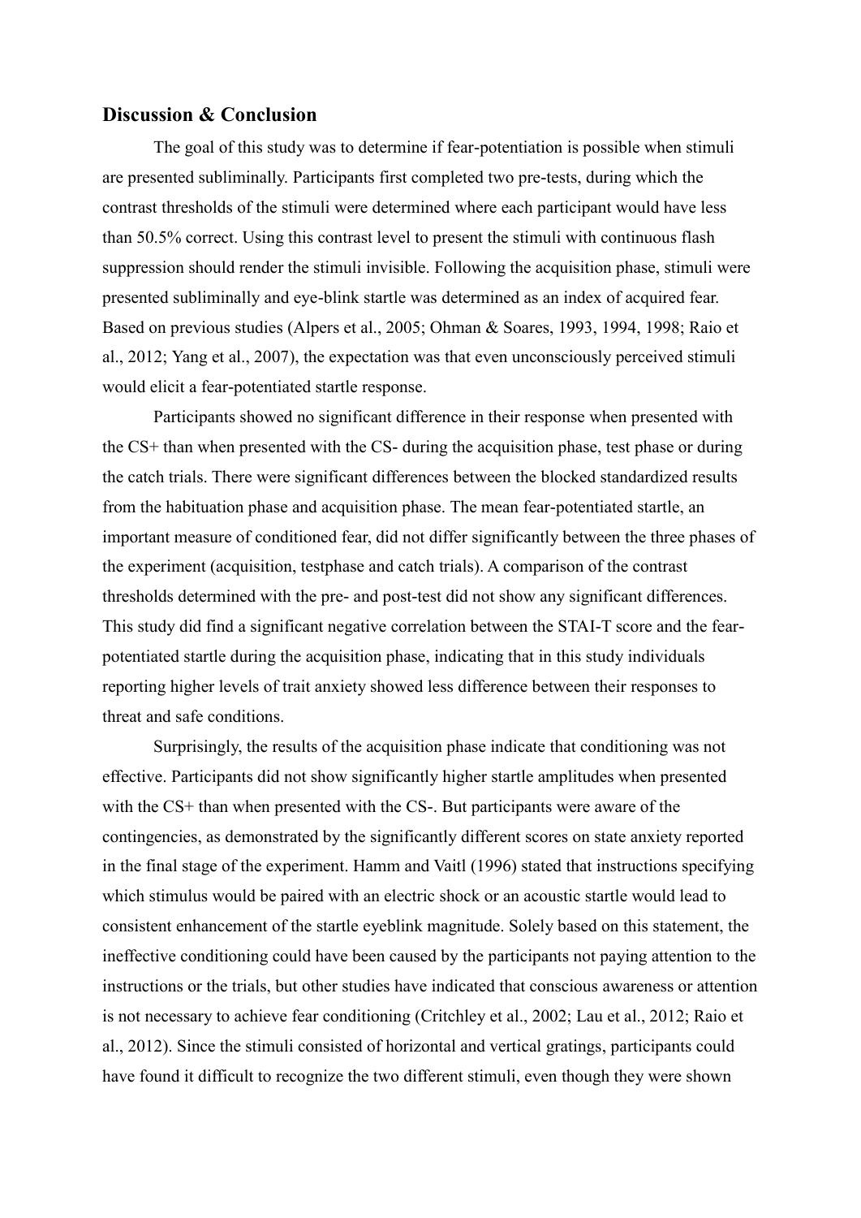## Discussion & Conclusion

The goal of this study was to determine if fear-potentiation is possible when stimuli are presented subliminally. Participants first completed two pre-tests, during which the contrast thresholds of the stimuli were determined where each participant would have less than 50.5% correct. Using this contrast level to present the stimuli with continuous flash suppression should render the stimuli invisible. Following the acquisition phase, stimuli were presented subliminally and eye-blink startle was determined as an index of acquired fear. Based on previous studies (Alpers et al., 2005; Ohman & Soares, 1993, 1994, 1998; Raio et al., 2012; Yang et al., 2007), the expectation was that even unconsciously perceived stimuli would elicit a fear-potentiated startle response.

Participants showed no significant difference in their response when presented with the CS+ than when presented with the CS- during the acquisition phase, test phase or during the catch trials. There were significant differences between the blocked standardized results from the habituation phase and acquisition phase. The mean fear-potentiated startle, an important measure of conditioned fear, did not differ significantly between the three phases of the experiment (acquisition, testphase and catch trials). A comparison of the contrast thresholds determined with the pre- and post-test did not show any significant differences. This study did find a significant negative correlation between the STAI-T score and the fear-potentiated startle during the acquisition phase, indicating that in this study individuals reporting higher levels of trait anxiety showed less difference between their responses to threat and safe conditions.

Surprisingly, the results of the acquisition phase indicate that conditioning was not effective. Participants did not show significantly higher startle amplitudes when presented with the CS+ than when presented with the CS-. But participants were aware of the contingencies, as demonstrated by the significantly different scores on state anxiety reported in the final stage of the experiment. Hamm and Vaitl (1996) stated that instructions specifying which stimulus would be paired with an electric shock or an acoustic startle would lead to consistent enhancement of the startle eyeblink magnitude. Solely based on this statement, the ineffective conditioning could have been caused by the participants not paying attention to the instructions or the trials, but other studies have indicated that conscious awareness or attention is not necessary to achieve fear conditioning (Critchley et al., 2002; Lau et al., 2012; Raio et al., 2012). Since the stimuli consisted of horizontal and vertical gratings, participants could have found it difficult to recognize the two different stimuli, even though they were shown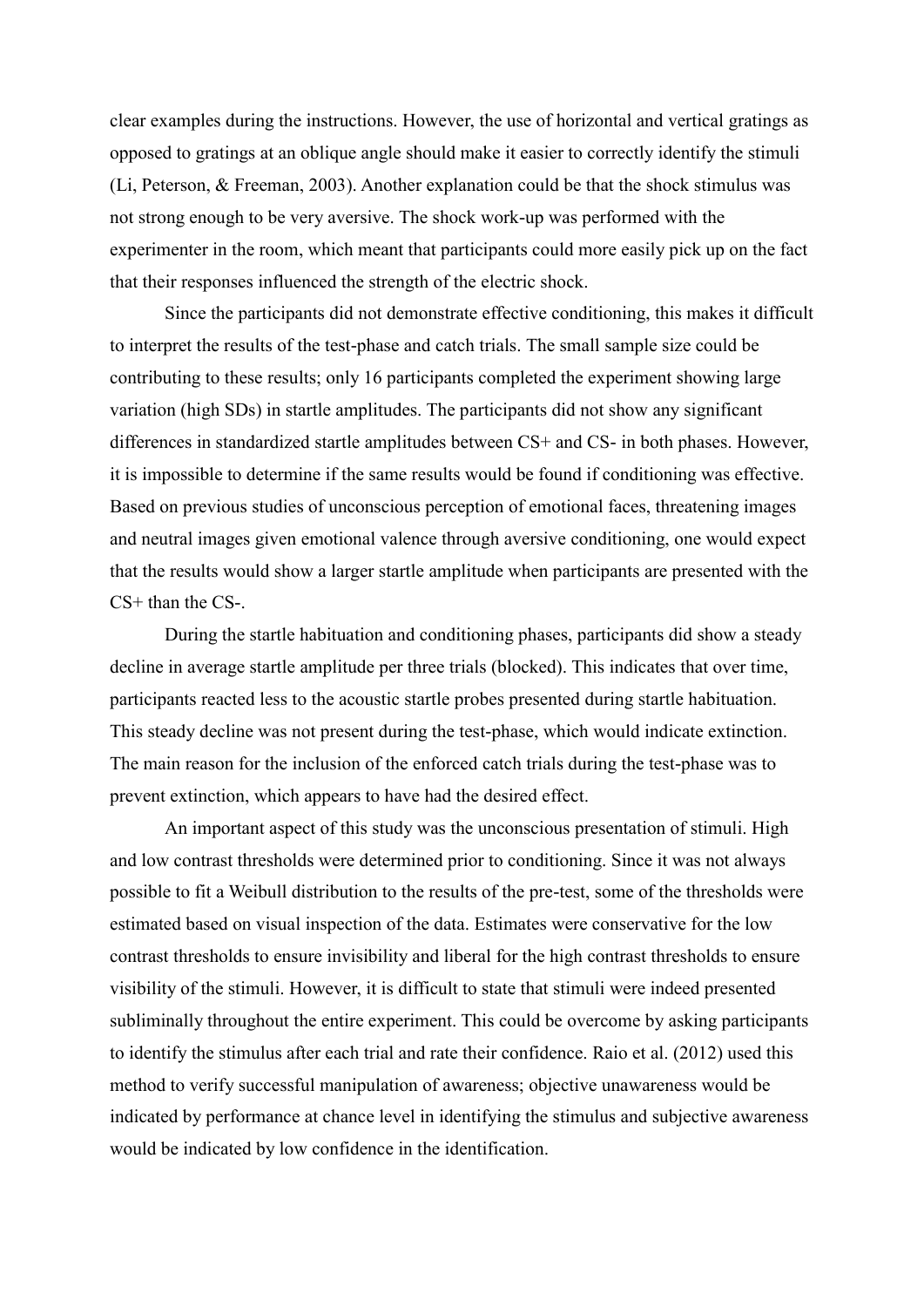clear examples during the instructions. However, the use of horizontal and vertical gratings as opposed to gratings at an oblique angle should make it easier to correctly identify the stimuli (Li, Peterson, & Freeman, 2003). Another explanation could be that the shock stimulus was not strong enough to be very aversive. The shock work-up was performed with the experimenter in the room, which meant that participants could more easily pick up on the fact that their responses influenced the strength of the electric shock.

Since the participants did not demonstrate effective conditioning, this makes it difficult to interpret the results of the test-phase and catch trials. The small sample size could be contributing to these results; only 16 participants completed the experiment showing large variation (high SDs) in startle amplitudes. The participants did not show any significant differences in standardized startle amplitudes between CS+ and CS- in both phases. However, it is impossible to determine if the same results would be found if conditioning was effective. Based on previous studies of unconscious perception of emotional faces, threatening images and neutral images given emotional valence through aversive conditioning, one would expect that the results would show a larger startle amplitude when participants are presented with the CS+ than the CS-.

During the startle habituation and conditioning phases, participants did show a steady decline in average startle amplitude per three trials (blocked). This indicates that over time, participants reacted less to the acoustic startle probes presented during startle habituation. This steady decline was not present during the test-phase, which would indicate extinction. The main reason for the inclusion of the enforced catch trials during the test-phase was to prevent extinction, which appears to have had the desired effect.

An important aspect of this study was the unconscious presentation of stimuli. High and low contrast thresholds were determined prior to conditioning. Since it was not always possible to fit a Weibull distribution to the results of the pre-test, some of the thresholds were estimated based on visual inspection of the data. Estimates were conservative for the low contrast thresholds to ensure invisibility and liberal for the high contrast thresholds to ensure visibility of the stimuli. However, it is difficult to state that stimuli were indeed presented subliminally throughout the entire experiment. This could be overcome by asking participants to identify the stimulus after each trial and rate their confidence. Raio et al. (2012) used this method to verify successful manipulation of awareness; objective unawareness would be indicated by performance at chance level in identifying the stimulus and subjective awareness would be indicated by low confidence in the identification.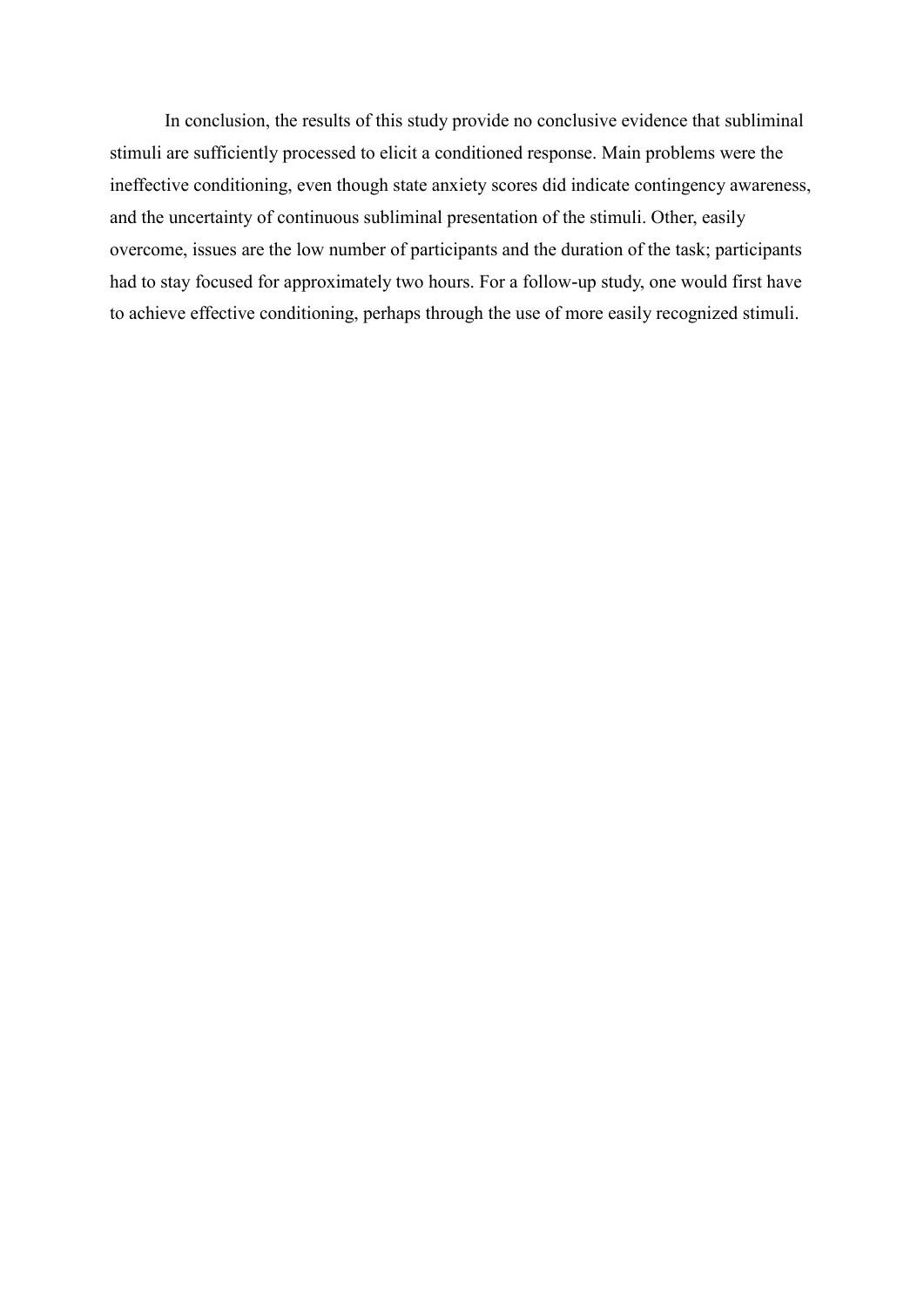In conclusion, the results of this study provide no conclusive evidence that subliminal stimuli are sufficiently processed to elicit a conditioned response. Main problems were the ineffective conditioning, even though state anxiety scores did indicate contingency awareness, and the uncertainty of continuous subliminal presentation of the stimuli. Other, easily overcome, issues are the low number of participants and the duration of the task; participants had to stay focused for approximately two hours. For a follow-up study, one would first have to achieve effective conditioning, perhaps through the use of more easily recognized stimuli.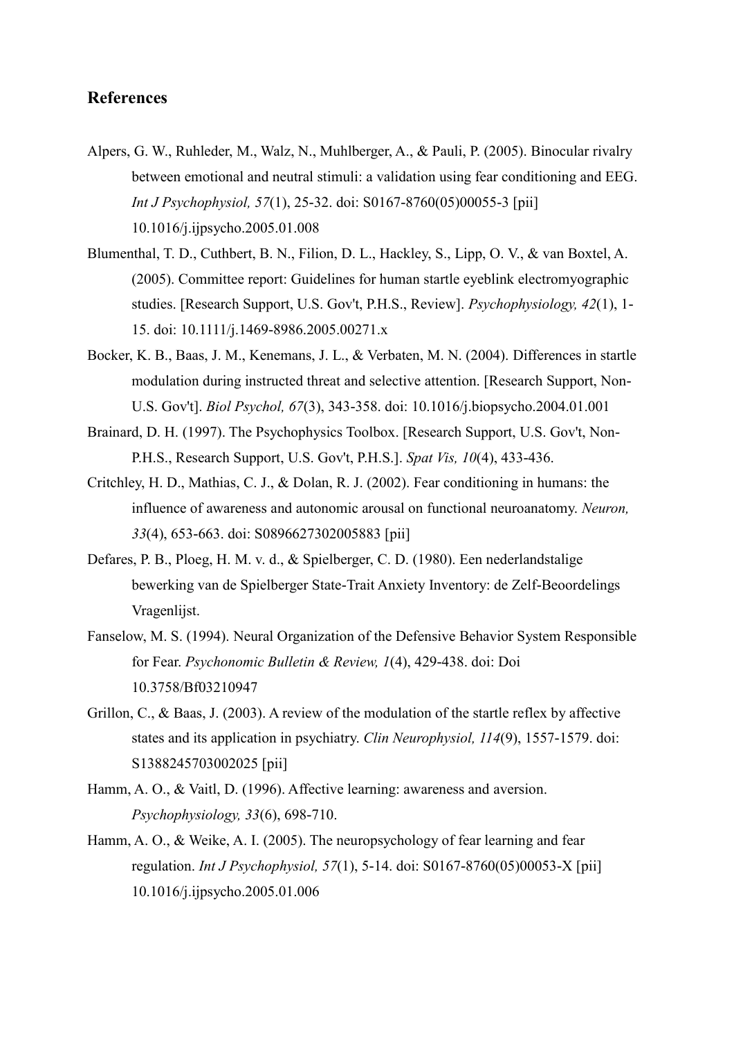## References

Alpers, G. W., Ruhleder, M., Walz, N., Muhlberger, A., & Pauli, P. (2005). Binocular rivalry between emotional and neutral stimuli: a validation using fear conditioning and EEG. *Int J Psychophysiol, 57*(1), 25-32. doi: S0167-8760(05)00055-3 [pii] 10.1016/j.ijpsycho.2005.01.008

Blumenthal, T. D., Cuthbert, B. N., Filion, D. L., Hackley, S., Lipp, O. V., & van Boxtel, A. (2005). Committee report: Guidelines for human startle eyeblink electromyographic studies. [Research Support, U.S. Gov't, P.H.S., Review]. *Psychophysiology, 42*(1), 1-15. doi: 10.1111/j.1469-8986.2005.00271.x

Bocker, K. B., Baas, J. M., Kenemans, J. L., & Verbaten, M. N. (2004). Differences in startle modulation during instructed threat and selective attention. [Research Support, Non-U.S. Gov't]. *Biol Psychol, 67*(3), 343-358. doi: 10.1016/j.biopsycho.2004.01.001

Brainard, D. H. (1997). The Psychophysics Toolbox. [Research Support, U.S. Gov't, Non-P.H.S., Research Support, U.S. Gov't, P.H.S.]. *Spat Vis, 10*(4), 433-436.

Critchley, H. D., Mathias, C. J., & Dolan, R. J. (2002). Fear conditioning in humans: the influence of awareness and autonomic arousal on functional neuroanatomy. *Neuron, 33*(4), 653-663. doi: S0896627302005883 [pii]

Defares, P. B., Ploeg, H. M. v. d., & Spielberger, C. D. (1980). Een nederlandstalige bewerking van de Spielberger State-Trait Anxiety Inventory: de Zelf-Beoordelings Vragenlijst.

Fanselow, M. S. (1994). Neural Organization of the Defensive Behavior System Responsible for Fear. *Psychonomic Bulletin & Review, 1*(4), 429-438. doi: Doi 10.3758/Bf03210947

Grillon, C., & Baas, J. (2003). A review of the modulation of the startle reflex by affective states and its application in psychiatry. *Clin Neurophysiol, 114*(9), 1557-1579. doi: S1388245703002025 [pii]

Hamm, A. O., & Vaitl, D. (1996). Affective learning: awareness and aversion. *Psychophysiology, 33*(6), 698-710.

Hamm, A. O., & Weike, A. I. (2005). The neuropsychology of fear learning and fear regulation. *Int J Psychophysiol, 57*(1), 5-14. doi: S0167-8760(05)00053-X [pii] 10.1016/j.ijpsycho.2005.01.006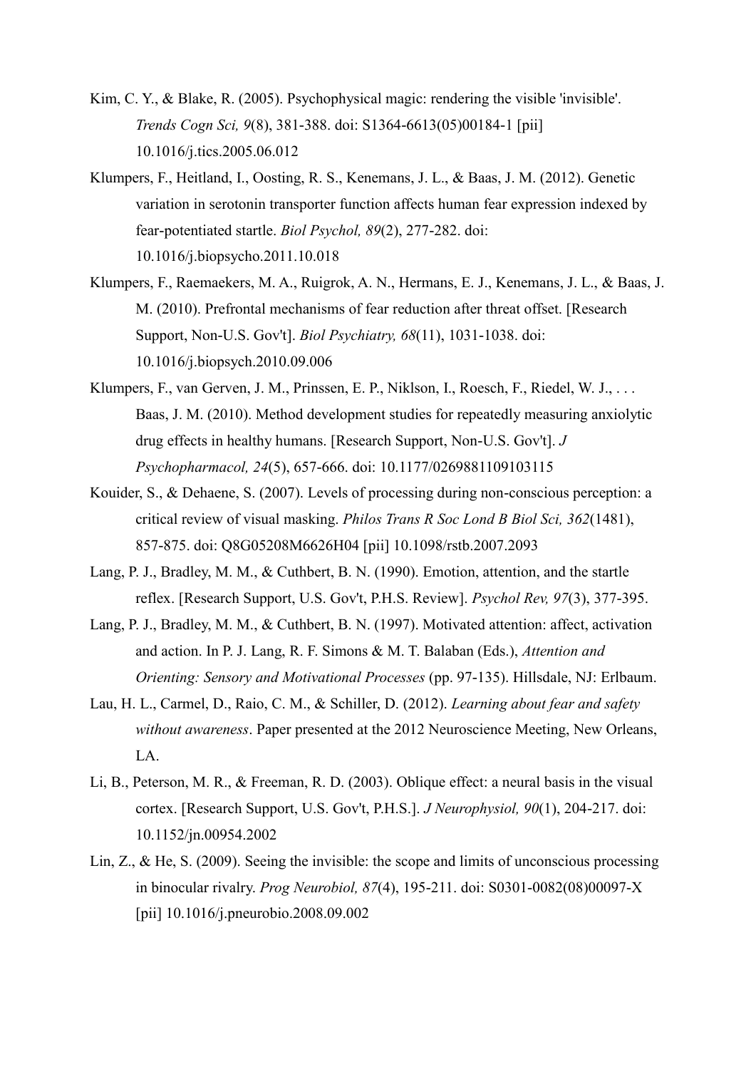Kim, C. Y., & Blake, R. (2005). Psychophysical magic: rendering the visible 'invisible'. *Trends Cogn Sci, 9*(8), 381-388. doi: S1364-6613(05)00184-1 [pii] 10.1016/j.tics.2005.06.012

Klumpers, F., Heitland, I., Oosting, R. S., Kenemans, J. L., & Baas, J. M. (2012). Genetic variation in serotonin transporter function affects human fear expression indexed by fear-potentiated startle. *Biol Psychol, 89*(2), 277-282. doi: 10.1016/j.biopsycho.2011.10.018

Klumpers, F., Raemaekers, M. A., Ruigrok, A. N., Hermans, E. J., Kenemans, J. L., & Baas, J. M. (2010). Prefrontal mechanisms of fear reduction after threat offset. [Research Support, Non-U.S. Gov't]. *Biol Psychiatry, 68*(11), 1031-1038. doi: 10.1016/j.biopsych.2010.09.006

Klumpers, F., van Gerven, J. M., Prinssen, E. P., Niklson, I., Roesch, F., Riedel, W. J., . . . Baas, J. M. (2010). Method development studies for repeatedly measuring anxiolytic drug effects in healthy humans. [Research Support, Non-U.S. Gov't]. *J Psychopharmacol, 24*(5), 657-666. doi: 10.1177/0269881109103115

Kouider, S., & Dehaene, S. (2007). Levels of processing during non-conscious perception: a critical review of visual masking. *Philos Trans R Soc Lond B Biol Sci, 362*(1481), 857-875. doi: Q8G05208M6626H04 [pii] 10.1098/rstb.2007.2093

Lang, P. J., Bradley, M. M., & Cuthbert, B. N. (1990). Emotion, attention, and the startle reflex. [Research Support, U.S. Gov't, P.H.S. Review]. *Psychol Rev, 97*(3), 377-395.

Lang, P. J., Bradley, M. M., & Cuthbert, B. N. (1997). Motivated attention: affect, activation and action. In P. J. Lang, R. F. Simons & M. T. Balaban (Eds.), *Attention and Orienting: Sensory and Motivational Processes* (pp. 97-135). Hillsdale, NJ: Erlbaum.

Lau, H. L., Carmel, D., Raio, C. M., & Schiller, D. (2012). *Learning about fear and safety without awareness*. Paper presented at the 2012 Neuroscience Meeting, New Orleans, LA.

Li, B., Peterson, M. R., & Freeman, R. D. (2003). Oblique effect: a neural basis in the visual cortex. [Research Support, U.S. Gov't, P.H.S.]. *J Neurophysiol, 90*(1), 204-217. doi: 10.1152/jn.00954.2002

Lin, Z., & He, S. (2009). Seeing the invisible: the scope and limits of unconscious processing in binocular rivalry. *Prog Neurobiol, 87*(4), 195-211. doi: S0301-0082(08)00097-X [pii] 10.1016/j.pneurobio.2008.09.002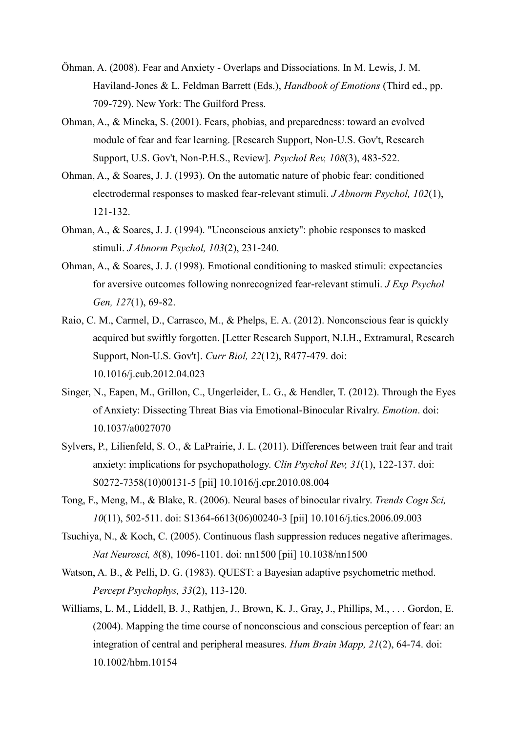Öhman, A. (2008). Fear and Anxiety - Overlaps and Dissociations. In M. Lewis, J. M. Haviland-Jones & L. Feldman Barrett (Eds.), *Handbook of Emotions* (Third ed., pp. 709-729). New York: The Guilford Press.

Ohman, A., & Mineka, S. (2001). Fears, phobias, and preparedness: toward an evolved module of fear and fear learning. [Research Support, Non-U.S. Gov't, Research Support, U.S. Gov't, Non-P.H.S., Review]. *Psychol Rev, 108*(3), 483-522.

Ohman, A., & Soares, J. J. (1993). On the automatic nature of phobic fear: conditioned electrodermal responses to masked fear-relevant stimuli. *J Abnorm Psychol, 102*(1), 121-132.

Ohman, A., & Soares, J. J. (1994). "Unconscious anxiety": phobic responses to masked stimuli. *J Abnorm Psychol, 103*(2), 231-240.

Ohman, A., & Soares, J. J. (1998). Emotional conditioning to masked stimuli: expectancies for aversive outcomes following nonrecognized fear-relevant stimuli. *J Exp Psychol Gen, 127*(1), 69-82.

Raio, C. M., Carmel, D., Carrasco, M., & Phelps, E. A. (2012). Nonconscious fear is quickly acquired but swiftly forgotten. [Letter Research Support, N.I.H., Extramural, Research Support, Non-U.S. Gov't]. *Curr Biol, 22*(12), R477-479. doi: 10.1016/j.cub.2012.04.023

Singer, N., Eapen, M., Grillon, C., Ungerleider, L. G., & Hendler, T. (2012). Through the Eyes of Anxiety: Dissecting Threat Bias via Emotional-Binocular Rivalry. *Emotion*. doi: 10.1037/a0027070

Sylvers, P., Lilienfeld, S. O., & LaPrairie, J. L. (2011). Differences between trait fear and trait anxiety: implications for psychopathology. *Clin Psychol Rev, 31*(1), 122-137. doi: S0272-7358(10)00131-5 [pii] 10.1016/j.cpr.2010.08.004

Tong, F., Meng, M., & Blake, R. (2006). Neural bases of binocular rivalry. *Trends Cogn Sci, 10*(11), 502-511. doi: S1364-6613(06)00240-3 [pii] 10.1016/j.tics.2006.09.003

Tsuchiya, N., & Koch, C. (2005). Continuous flash suppression reduces negative afterimages. *Nat Neurosci, 8*(8), 1096-1101. doi: nn1500 [pii] 10.1038/nn1500

Watson, A. B., & Pelli, D. G. (1983). QUEST: a Bayesian adaptive psychometric method. *Percept Psychophys, 33*(2), 113-120.

Williams, L. M., Liddell, B. J., Rathjen, J., Brown, K. J., Gray, J., Phillips, M., . . . Gordon, E. (2004). Mapping the time course of nonconscious and conscious perception of fear: an integration of central and peripheral measures. *Hum Brain Mapp, 21*(2), 64-74. doi: 10.1002/hbm.10154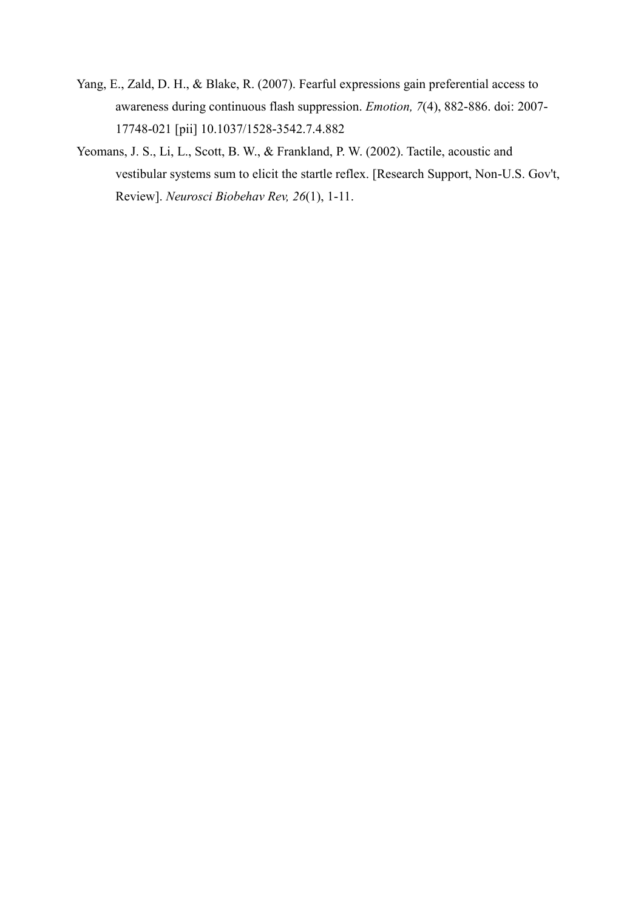Yang, E., Zald, D. H., & Blake, R. (2007). Fearful expressions gain preferential access to awareness during continuous flash suppression. *Emotion, 7*(4), 882-886. doi: 2007-17748-021 [pii] 10.1037/1528-3542.7.4.882

Yeomans, J. S., Li, L., Scott, B. W., & Frankland, P. W. (2002). Tactile, acoustic and vestibular systems sum to elicit the startle reflex. [Research Support, Non-U.S. Gov't, Review]. *Neurosci Biobehav Rev, 26*(1), 1-11.